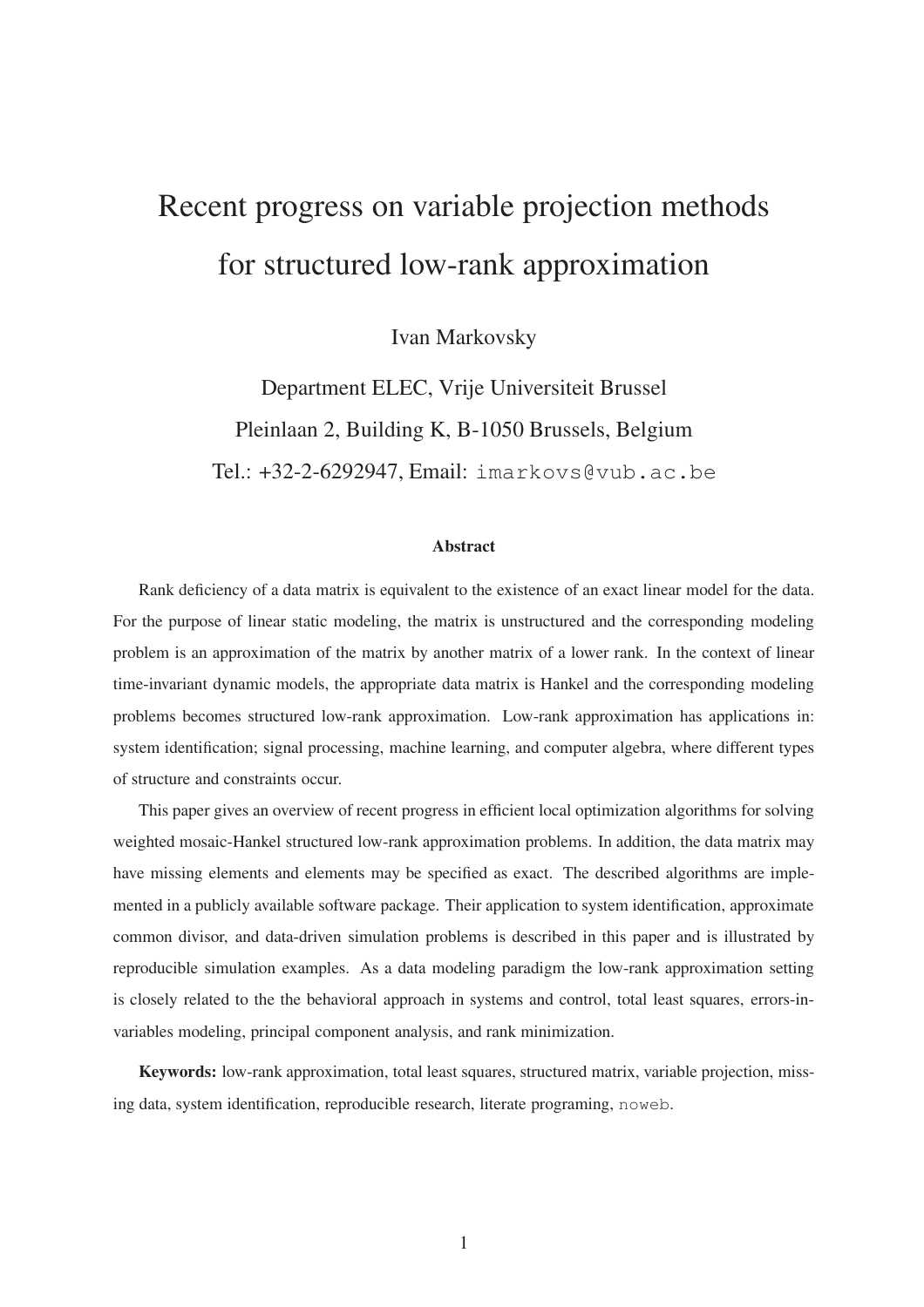# Recent progress on variable projection methods for structured low-rank approximation

Ivan Markovsky

Department ELEC, Vrije Universiteit Brussel

Pleinlaan 2, Building K, B-1050 Brussels, Belgium

Tel.: +32-2-6292947, Email: `imarkovs@vub.ac.be`

### Abstract

Rank deficiency of a data matrix is equivalent to the existence of an exact linear model for the data. For the purpose of linear static modeling, the matrix is unstructured and the corresponding modeling problem is an approximation of the matrix by another matrix of a lower rank. In the context of linear time-invariant dynamic models, the appropriate data matrix is Hankel and the corresponding modeling problems becomes structured low-rank approximation. Low-rank approximation has applications in: system identification; signal processing, machine learning, and computer algebra, where different types of structure and constraints occur.

This paper gives an overview of recent progress in efficient local optimization algorithms for solving weighted mosaic-Hankel structured low-rank approximation problems. In addition, the data matrix may have missing elements and elements may be specified as exact. The described algorithms are implemented in a publicly available software package. Their application to system identification, approximate common divisor, and data-driven simulation problems is described in this paper and is illustrated by reproducible simulation examples. As a data modeling paradigm the low-rank approximation setting is closely related to the the behavioral approach in systems and control, total least squares, errors-in-variables modeling, principal component analysis, and rank minimization.

**Keywords:** low-rank approximation, total least squares, structured matrix, variable projection, missing data, system identification, reproducible research, literate programing, `noweb`.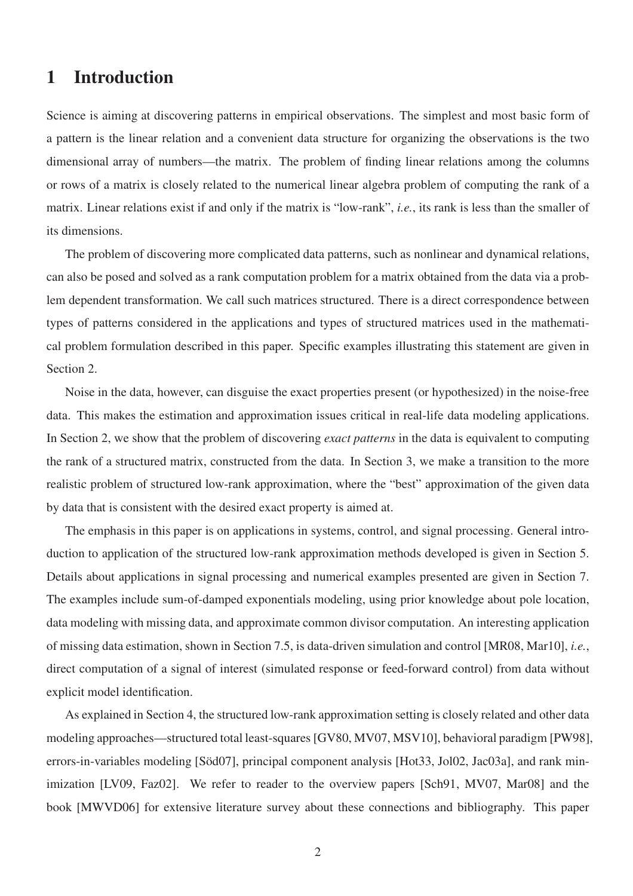# 1 Introduction

Science is aiming at discovering patterns in empirical observations. The simplest and most basic form of a pattern is the linear relation and a convenient data structure for organizing the observations is the two dimensional array of numbers—the matrix. The problem of finding linear relations among the columns or rows of a matrix is closely related to the numerical linear algebra problem of computing the rank of a matrix. Linear relations exist if and only if the matrix is "low-rank", *i.e.*, its rank is less than the smaller of its dimensions.

The problem of discovering more complicated data patterns, such as nonlinear and dynamical relations, can also be posed and solved as a rank computation problem for a matrix obtained from the data via a problem dependent transformation. We call such matrices structured. There is a direct correspondence between types of patterns considered in the applications and types of structured matrices used in the mathematical problem formulation described in this paper. Specific examples illustrating this statement are given in Section 2.

Noise in the data, however, can disguise the exact properties present (or hypothesized) in the noise-free data. This makes the estimation and approximation issues critical in real-life data modeling applications. In Section 2, we show that the problem of discovering *exact patterns* in the data is equivalent to computing the rank of a structured matrix, constructed from the data. In Section 3, we make a transition to the more realistic problem of structured low-rank approximation, where the "best" approximation of the given data by data that is consistent with the desired exact property is aimed at.

The emphasis in this paper is on applications in systems, control, and signal processing. General introduction to application of the structured low-rank approximation methods developed is given in Section 5. Details about applications in signal processing and numerical examples presented are given in Section 7. The examples include sum-of-damped exponentials modeling, using prior knowledge about pole location, data modeling with missing data, and approximate common divisor computation. An interesting application of missing data estimation, shown in Section 7.5, is data-driven simulation and control [MR08, Mar10], *i.e.*, direct computation of a signal of interest (simulated response or feed-forward control) from data without explicit model identification.

As explained in Section 4, the structured low-rank approximation setting is closely related and other data modeling approaches—structured total least-squares [GV80, MV07, MSV10], behavioral paradigm [PW98], errors-in-variables modeling [Söd07], principal component analysis [Hot33, Jol02, Jac03a], and rank minimization [LV09, Faz02]. We refer to reader to the overview papers [Sch91, MV07, Mar08] and the book [MWVD06] for extensive literature survey about these connections and bibliography. This paper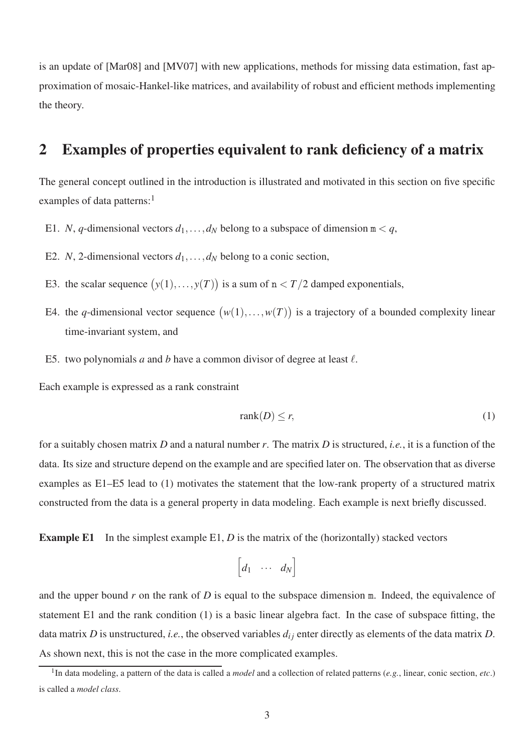is an update of [Mar08] and [MV07] with new applications, methods for missing data estimation, fast approximation of mosaic-Hankel-like matrices, and availability of robust and efficient methods implementing the theory.

## 2 Examples of properties equivalent to rank deficiency of a matrix

The general concept outlined in the introduction is illustrated and motivated in this section on five specific examples of data patterns:[1]

E1. $N$, $q$-dimensional vectors $d_1, \ldots, d_N$ belong to a subspace of dimension $\mathtt{m} < q$,

E2. $N$, 2-dimensional vectors $d_1, \ldots, d_N$ belong to a conic section,

E3. the scalar sequence $\big(y(1), \ldots, y(T)\big)$ is a sum of $\mathtt{n} < T/2$ damped exponentials,

E4. the $q$-dimensional vector sequence $\big(w(1), \ldots, w(T)\big)$ is a trajectory of a bounded complexity linear time-invariant system, and

E5. two polynomials $a$ and $b$ have a common divisor of degree at least $\ell$.

Each example is expressed as a rank constraint

$$\operatorname{rank}(D) \leq r, \tag{1}$$

for a suitably chosen matrix $D$ and a natural number $r$. The matrix $D$ is structured, *i.e.*, it is a function of the data. Its size and structure depend on the example and are specified later on. The observation that as diverse examples as E1–E5 lead to (1) motivates the statement that the low-rank property of a structured matrix constructed from the data is a general property in data modeling. Each example is next briefly discussed.

**Example E1** In the simplest example E1, $D$ is the matrix of the (horizontally) stacked vectors

$$\begin{bmatrix} d_1 & \cdots & d_N \end{bmatrix}$$

and the upper bound $r$ on the rank of $D$ is equal to the subspace dimension $\mathtt{m}$. Indeed, the equivalence of statement E1 and the rank condition (1) is a basic linear algebra fact. In the case of subspace fitting, the data matrix $D$ is unstructured, *i.e.*, the observed variables $d_{ij}$ enter directly as elements of the data matrix $D$. As shown next, this is not the case in the more complicated examples.

[1] In data modeling, a pattern of the data is called a *model* and a collection of related patterns (*e.g.*, linear, conic section, *etc.*) is called a *model class*.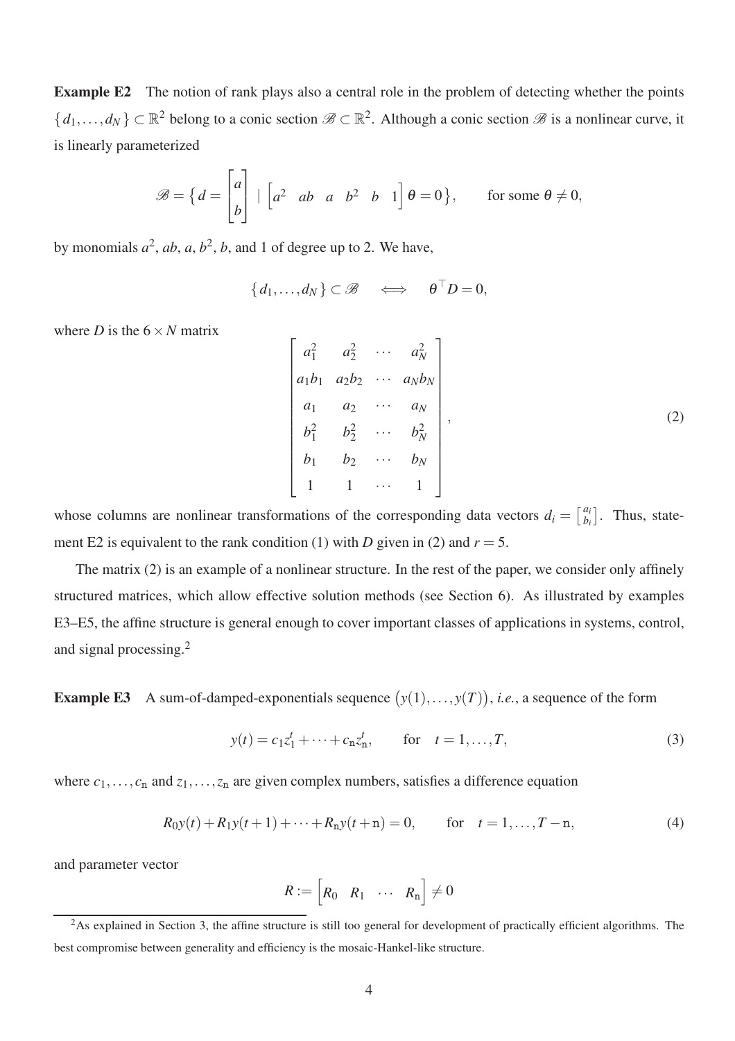**Example E2** The notion of rank plays also a central role in the problem of detecting whether the points $\{d_1, \dots, d_N\} \subset \mathbb{R}^2$ belong to a conic section $\mathscr{B} \subset \mathbb{R}^2$. Although a conic section $\mathscr{B}$ is a nonlinear curve, it is linearly parameterized

$$\mathscr{B} = \left\{ d = \begin{bmatrix} a \\ b \end{bmatrix} \mid \begin{bmatrix} a^2 & ab & a & b^2 & b & 1 \end{bmatrix} \theta = 0 \right\}, \qquad \text{for some } \theta \neq 0,$$

by monomials $a^2$, $ab$, $a$, $b^2$, $b$, and 1 of degree up to 2. We have,

$$\{d_1, \dots, d_N\} \subset \mathscr{B} \quad \iff \quad \theta^\top D = 0,$$

where $D$ is the $6 \times N$ matrix

$$\begin{bmatrix} a_1^2 & a_2^2 & \cdots & a_N^2 \\ a_1 b_1 & a_2 b_2 & \cdots & a_N b_N \\ a_1 & a_2 & \cdots & a_N \\ b_1^2 & b_2^2 & \cdots & b_N^2 \\ b_1 & b_2 & \cdots & b_N \\ 1 & 1 & \cdots & 1 \end{bmatrix}, \tag{2}$$

whose columns are nonlinear transformations of the corresponding data vectors $d_i = \left[\begin{smallmatrix} a_i \\ b_i \end{smallmatrix}\right]$. Thus, statement E2 is equivalent to the rank condition (1) with $D$ given in (2) and $r = 5$.

The matrix (2) is an example of a nonlinear structure. In the rest of the paper, we consider only affinely structured matrices, which allow effective solution methods (see Section 6). As illustrated by examples E3–E5, the affine structure is general enough to cover important classes of applications in systems, control, and signal processing.[2]

**Example E3** A sum-of-damped-exponentials sequence $\big(y(1), \dots, y(T)\big)$, *i.e.*, a sequence of the form

$$y(t) = c_1 z_1^t + \cdots + c_{\mathtt{n}} z_{\mathtt{n}}^t, \qquad \text{for} \quad t = 1, \dots, T, \tag{3}$$

where $c_1, \dots, c_{\mathtt{n}}$ and $z_1, \dots, z_{\mathtt{n}}$ are given complex numbers, satisfies a difference equation

$$R_0 y(t) + R_1 y(t+1) + \cdots + R_{\mathtt{n}} y(t+\mathtt{n}) = 0, \qquad \text{for} \quad t = 1, \dots, T - \mathtt{n}, \tag{4}$$

and parameter vector

$$R := \begin{bmatrix} R_0 & R_1 & \cdots & R_{\mathtt{n}} \end{bmatrix} \neq 0$$

[2] As explained in Section 3, the affine structure is still too general for development of practically efficient algorithms. The best compromise between generality and efficiency is the mosaic-Hankel-like structure.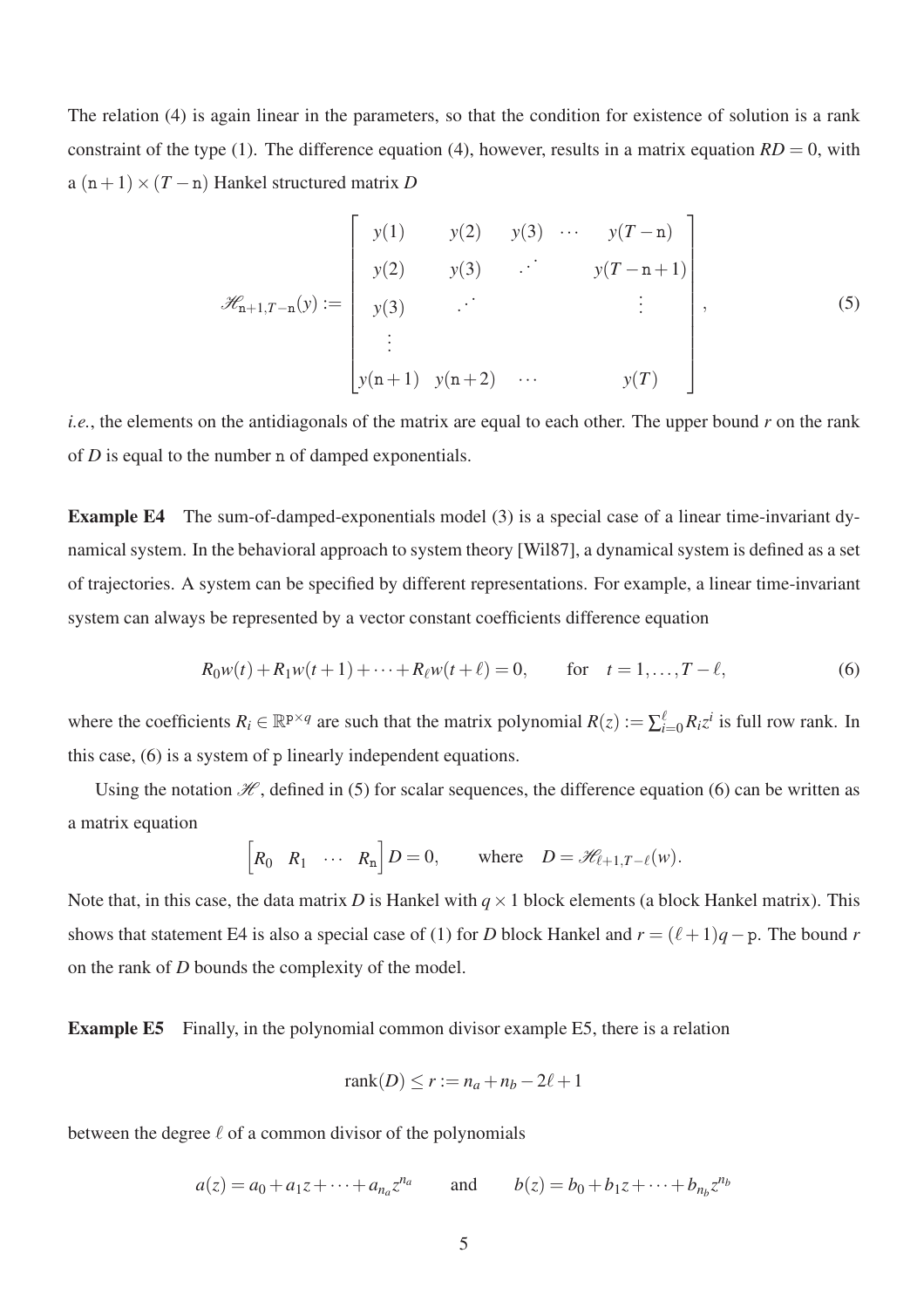The relation (4) is again linear in the parameters, so that the condition for existence of solution is a rank constraint of the type (1). The difference equation (4), however, results in a matrix equation $RD = 0$, with a $(\mathtt{n}+1) \times (T - \mathtt{n})$ Hankel structured matrix $D$

$$
\mathscr{H}_{\mathtt{n}+1,T-\mathtt{n}}(y) := \begin{bmatrix} y(1) & y(2) & y(3) & \cdots & y(T-\mathtt{n}) \\ y(2) & y(3) & \iddots & & y(T-\mathtt{n}+1) \\ y(3) & \iddots & & & \vdots \\ \vdots & & & & \\ y(\mathtt{n}+1) & y(\mathtt{n}+2) & \cdots & & y(T) \end{bmatrix}, \tag{5}
$$

*i.e.*, the elements on the antidiagonals of the matrix are equal to each other. The upper bound $r$ on the rank of $D$ is equal to the number $\mathtt{n}$ of damped exponentials.

**Example E4** The sum-of-damped-exponentials model (3) is a special case of a linear time-invariant dynamical system. In the behavioral approach to system theory [Wil87], a dynamical system is defined as a set of trajectories. A system can be specified by different representations. For example, a linear time-invariant system can always be represented by a vector constant coefficients difference equation

$$
R_0 w(t) + R_1 w(t+1) + \cdots + R_\ell w(t+\ell) = 0, \qquad \text{for} \quad t = 1, \ldots, T - \ell, \tag{6}
$$

where the coefficients $R_i \in \mathbb{R}^{\mathtt{p} \times q}$ are such that the matrix polynomial $R(z) := \sum_{i=0}^{\ell} R_i z^i$ is full row rank. In this case, (6) is a system of $\mathtt{p}$ linearly independent equations.

Using the notation $\mathscr{H}$, defined in (5) for scalar sequences, the difference equation (6) can be written as a matrix equation

$$
\begin{bmatrix} R_0 & R_1 & \cdots & R_{\mathtt{n}} \end{bmatrix} D = 0, \qquad \text{where} \quad D = \mathscr{H}_{\ell+1,T-\ell}(w).
$$

Note that, in this case, the data matrix $D$ is Hankel with $q \times 1$ block elements (a block Hankel matrix). This shows that statement E4 is also a special case of (1) for $D$ block Hankel and $r = (\ell+1)q - \mathtt{p}$. The bound $r$ on the rank of $D$ bounds the complexity of the model.

**Example E5** Finally, in the polynomial common divisor example E5, there is a relation

$$
\operatorname{rank}(D) \leq r := n_a + n_b - 2\ell + 1
$$

between the degree $\ell$ of a common divisor of the polynomials

$$
a(z) = a_0 + a_1 z + \cdots + a_{n_a} z^{n_a} \qquad \text{and} \qquad b(z) = b_0 + b_1 z + \cdots + b_{n_b} z^{n_b}
$$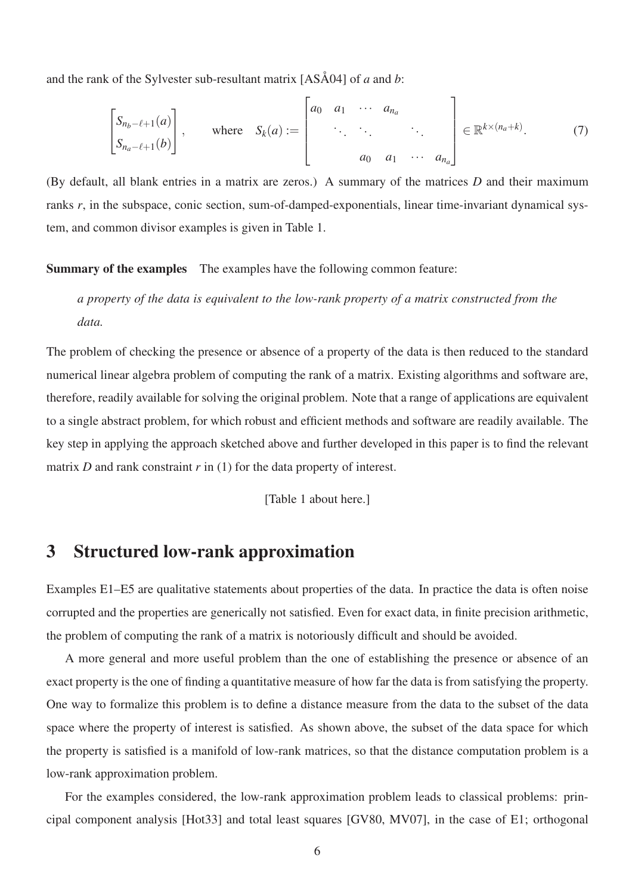and the rank of the Sylvester sub-resultant matrix [ASÅ04] of $a$ and $b$:

$$\begin{bmatrix} S_{n_b-\ell+1}(a) \\ S_{n_a-\ell+1}(b) \end{bmatrix}, \qquad \text{where} \quad S_k(a) := \begin{bmatrix} a_0 & a_1 & \cdots & a_{n_a} & & \\ & \ddots & \ddots & & \ddots & \\ & & a_0 & a_1 & \cdots & a_{n_a} \end{bmatrix} \in \mathbb{R}^{k \times (n_a+k)}. \tag{7}$$

(By default, all blank entries in a matrix are zeros.) A summary of the matrices $D$ and their maximum ranks $r$, in the subspace, conic section, sum-of-damped-exponentials, linear time-invariant dynamical system, and common divisor examples is given in Table 1.

**Summary of the examples** The examples have the following common feature:

> *a property of the data is equivalent to the low-rank property of a matrix constructed from the data.*

The problem of checking the presence or absence of a property of the data is then reduced to the standard numerical linear algebra problem of computing the rank of a matrix. Existing algorithms and software are, therefore, readily available for solving the original problem. Note that a range of applications are equivalent to a single abstract problem, for which robust and efficient methods and software are readily available. The key step in applying the approach sketched above and further developed in this paper is to find the relevant matrix $D$ and rank constraint $r$ in (1) for the data property of interest.

[Table 1 about here.]

# 3 Structured low-rank approximation

Examples E1–E5 are qualitative statements about properties of the data. In practice the data is often noise corrupted and the properties are generically not satisfied. Even for exact data, in finite precision arithmetic, the problem of computing the rank of a matrix is notoriously difficult and should be avoided.

A more general and more useful problem than the one of establishing the presence or absence of an exact property is the one of finding a quantitative measure of how far the data is from satisfying the property. One way to formalize this problem is to define a distance measure from the data to the subset of the data space where the property of interest is satisfied. As shown above, the subset of the data space for which the property is satisfied is a manifold of low-rank matrices, so that the distance computation problem is a low-rank approximation problem.

For the examples considered, the low-rank approximation problem leads to classical problems: principal component analysis [Hot33] and total least squares [GV80, MV07], in the case of E1; orthogonal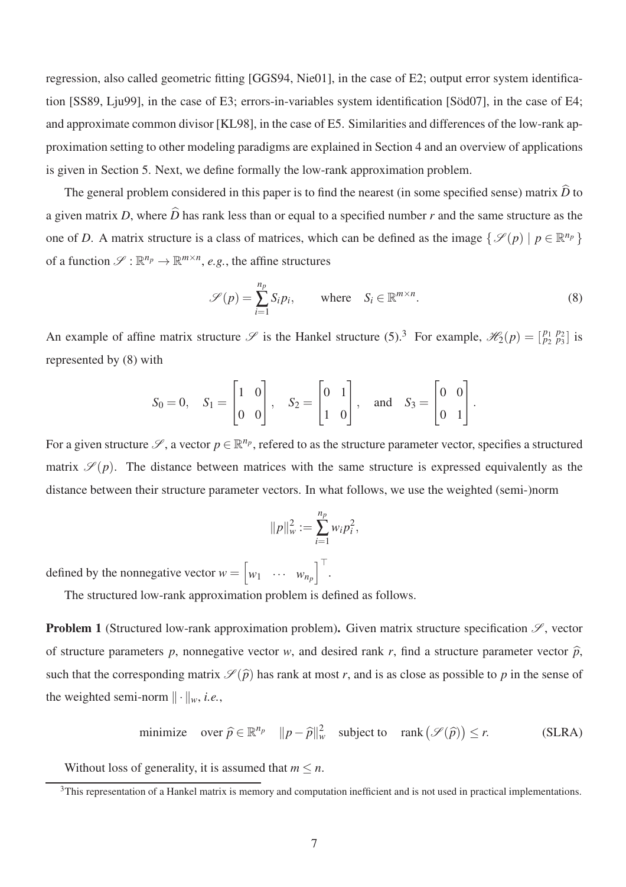regression, also called geometric fitting [GGS94, Nie01], in the case of E2; output error system identification [SS89, Lju99], in the case of E3; errors-in-variables system identification [Söd07], in the case of E4; and approximate common divisor [KL98], in the case of E5. Similarities and differences of the low-rank approximation setting to other modeling paradigms are explained in Section 4 and an overview of applications is given in Section 5. Next, we define formally the low-rank approximation problem.

The general problem considered in this paper is to find the nearest (in some specified sense) matrix $\widehat{D}$ to a given matrix $D$, where $\widehat{D}$ has rank less than or equal to a specified number $r$ and the same structure as the one of $D$. A matrix structure is a class of matrices, which can be defined as the image $\{\, \mathscr{S}(p) \mid p \in \mathbb{R}^{n_p} \,\}$ of a function $\mathscr{S} : \mathbb{R}^{n_p} \to \mathbb{R}^{m \times n}$, *e.g.*, the affine structures

$$\mathscr{S}(p) = \sum_{i=1}^{n_p} S_i p_i, \qquad \text{where} \quad S_i \in \mathbb{R}^{m \times n}. \tag{8}$$

An example of affine matrix structure $\mathscr{S}$ is the Hankel structure (5).[3] For example, $\mathscr{H}_2(p) = \left[\begin{smallmatrix} p_1 & p_2 \\ p_2 & p_3 \end{smallmatrix}\right]$ is represented by (8) with

$$S_0 = 0, \quad S_1 = \begin{bmatrix} 1 & 0 \\ 0 & 0 \end{bmatrix}, \quad S_2 = \begin{bmatrix} 0 & 1 \\ 1 & 0 \end{bmatrix}, \quad \text{and} \quad S_3 = \begin{bmatrix} 0 & 0 \\ 0 & 1 \end{bmatrix}.$$

For a given structure $\mathscr{S}$, a vector $p \in \mathbb{R}^{n_p}$, refered to as the structure parameter vector, specifies a structured matrix $\mathscr{S}(p)$. The distance between matrices with the same structure is expressed equivalently as the distance between their structure parameter vectors. In what follows, we use the weighted (semi-)norm

$$\|p\|_w^2 := \sum_{i=1}^{n_p} w_i p_i^2,$$

defined by the nonnegative vector $w = \begin{bmatrix} w_1 & \cdots & w_{n_p} \end{bmatrix}^\top$.

The structured low-rank approximation problem is defined as follows.

**Problem 1** (Structured low-rank approximation problem)**.** Given matrix structure specification $\mathscr{S}$, vector of structure parameters $p$, nonnegative vector $w$, and desired rank $r$, find a structure parameter vector $\widehat{p}$, such that the corresponding matrix $\mathscr{S}(\widehat{p})$ has rank at most $r$, and is as close as possible to $p$ in the sense of the weighted semi-norm $\|\cdot\|_w$, *i.e.*,

$$\text{minimize} \quad \text{over } \widehat{p} \in \mathbb{R}^{n_p} \quad \|p - \widehat{p}\|_w^2 \quad \text{subject to} \quad \operatorname{rank}\big(\mathscr{S}(\widehat{p})\big) \leq r. \tag{SLRA}$$

Without loss of generality, it is assumed that $m \leq n$.

[3] This representation of a Hankel matrix is memory and computation inefficient and is not used in practical implementations.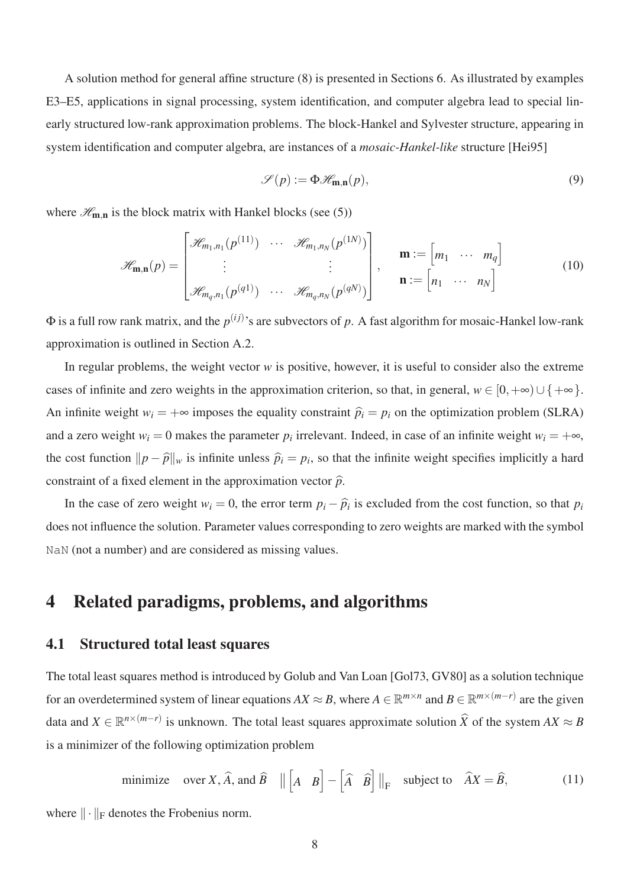A solution method for general affine structure (8) is presented in Sections 6. As illustrated by examples E3–E5, applications in signal processing, system identification, and computer algebra lead to special linearly structured low-rank approximation problems. The block-Hankel and Sylvester structure, appearing in system identification and computer algebra, are instances of a *mosaic-Hankel-like* structure [Hei95]

$$\mathscr{S}(p) := \Phi \mathscr{H}_{\mathbf{m},\mathbf{n}}(p), \tag{9}$$

where $\mathscr{H}_{\mathbf{m},\mathbf{n}}$ is the block matrix with Hankel blocks (see (5))

$$\mathscr{H}_{\mathbf{m},\mathbf{n}}(p) = \begin{bmatrix} \mathscr{H}_{m_1,n_1}(p^{(11)}) & \cdots & \mathscr{H}_{m_1,n_N}(p^{(1N)}) \\ \vdots & & \vdots \\ \mathscr{H}_{m_q,n_1}(p^{(q1)}) & \cdots & \mathscr{H}_{m_q,n_N}(p^{(qN)}) \end{bmatrix}, \quad \begin{aligned} \mathbf{m} &:= \begin{bmatrix} m_1 & \cdots & m_q \end{bmatrix} \\ \mathbf{n} &:= \begin{bmatrix} n_1 & \cdots & n_N \end{bmatrix} \end{aligned} \tag{10}$$

$\Phi$ is a full row rank matrix, and the $p^{(ij)}$'s are subvectors of $p$. A fast algorithm for mosaic-Hankel low-rank approximation is outlined in Section A.2.

In regular problems, the weight vector $w$ is positive, however, it is useful to consider also the extreme cases of infinite and zero weights in the approximation criterion, so that, in general, $w \in [0, +\infty) \cup \{+\infty\}$. An infinite weight $w_i = +\infty$ imposes the equality constraint $\widehat{p}_i = p_i$ on the optimization problem (SLRA) and a zero weight $w_i = 0$ makes the parameter $p_i$ irrelevant. Indeed, in case of an infinite weight $w_i = +\infty$, the cost function $\|p - \widehat{p}\|_w$ is infinite unless $\widehat{p}_i = p_i$, so that the infinite weight specifies implicitly a hard constraint of a fixed element in the approximation vector $\widehat{p}$.

In the case of zero weight $w_i = 0$, the error term $p_i - \widehat{p}_i$ is excluded from the cost function, so that $p_i$ does not influence the solution. Parameter values corresponding to zero weights are marked with the symbol `NaN` (not a number) and are considered as missing values.

# 4 Related paradigms, problems, and algorithms

## 4.1 Structured total least squares

The total least squares method is introduced by Golub and Van Loan [Gol73, GV80] as a solution technique for an overdetermined system of linear equations $AX \approx B$, where $A \in \mathbb{R}^{m \times n}$ and $B \in \mathbb{R}^{m \times (m-r)}$ are the given data and $X \in \mathbb{R}^{n \times (m-r)}$ is unknown. The total least squares approximate solution $\widehat{X}$ of the system $AX \approx B$ is a minimizer of the following optimization problem

$$\text{minimize} \quad \text{over } X, \widehat{A}, \text{ and } \widehat{B} \quad \left\| \begin{bmatrix} A & B \end{bmatrix} - \begin{bmatrix} \widehat{A} & \widehat{B} \end{bmatrix} \right\|_{\mathrm{F}} \quad \text{subject to} \quad \widehat{A}X = \widehat{B}, \tag{11}$$

where $\|\cdot\|_{\mathrm{F}}$ denotes the Frobenius norm.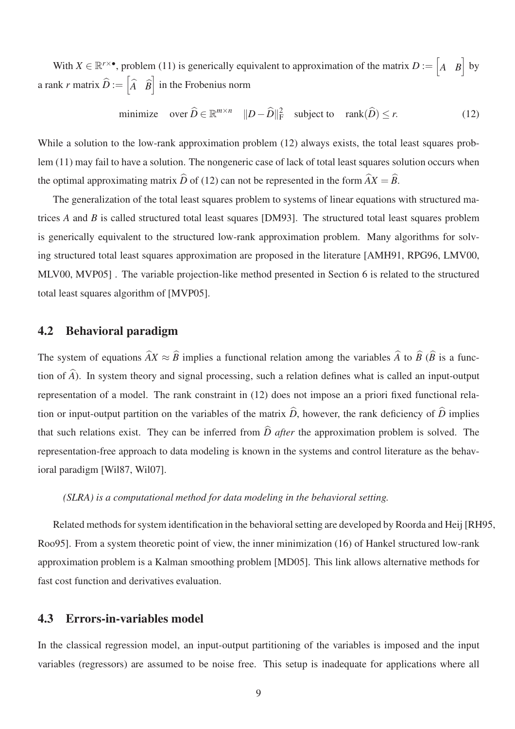With $X \in \mathbb{R}^{r\times \bullet}$, problem (11) is generically equivalent to approximation of the matrix $D := \begin{bmatrix} A & B \end{bmatrix}$ by a rank $r$ matrix $\widehat{D} := \begin{bmatrix} \widehat{A} & \widehat{B} \end{bmatrix}$ in the Frobenius norm

$$\text{minimize} \quad \text{over } \widehat{D} \in \mathbb{R}^{m\times n} \quad \|D - \widehat{D}\|_{\mathrm{F}}^2 \quad \text{subject to} \quad \operatorname{rank}(\widehat{D}) \leq r. \tag{12}$$

While a solution to the low-rank approximation problem (12) always exists, the total least squares problem (11) may fail to have a solution. The nongeneric case of lack of total least squares solution occurs when the optimal approximating matrix $\widehat{D}$ of (12) can not be represented in the form $\widehat{A}X = \widehat{B}$.

The generalization of the total least squares problem to systems of linear equations with structured matrices $A$ and $B$ is called structured total least squares [DM93]. The structured total least squares problem is generically equivalent to the structured low-rank approximation problem. Many algorithms for solving structured total least squares approximation are proposed in the literature [AMH91, RPG96, LMV00, MLV00, MVP05] . The variable projection-like method presented in Section 6 is related to the structured total least squares algorithm of [MVP05].

## 4.2 Behavioral paradigm

The system of equations $\widehat{A}X \approx \widehat{B}$ implies a functional relation among the variables $\widehat{A}$ to $\widehat{B}$ ($\widehat{B}$ is a function of $\widehat{A}$). In system theory and signal processing, such a relation defines what is called an input-output representation of a model. The rank constraint in (12) does not impose an a priori fixed functional relation or input-output partition on the variables of the matrix $\widehat{D}$, however, the rank deficiency of $\widehat{D}$ implies that such relations exist. They can be inferred from $\widehat{D}$ *after* the approximation problem is solved. The representation-free approach to data modeling is known in the systems and control literature as the behavioral paradigm [Wil87, Wil07].

> *(SLRA) is a computational method for data modeling in the behavioral setting.*

Related methods for system identification in the behavioral setting are developed by Roorda and Heij [RH95, Roo95]. From a system theoretic point of view, the inner minimization (16) of Hankel structured low-rank approximation problem is a Kalman smoothing problem [MD05]. This link allows alternative methods for fast cost function and derivatives evaluation.

## 4.3 Errors-in-variables model

In the classical regression model, an input-output partitioning of the variables is imposed and the input variables (regressors) are assumed to be noise free. This setup is inadequate for applications where all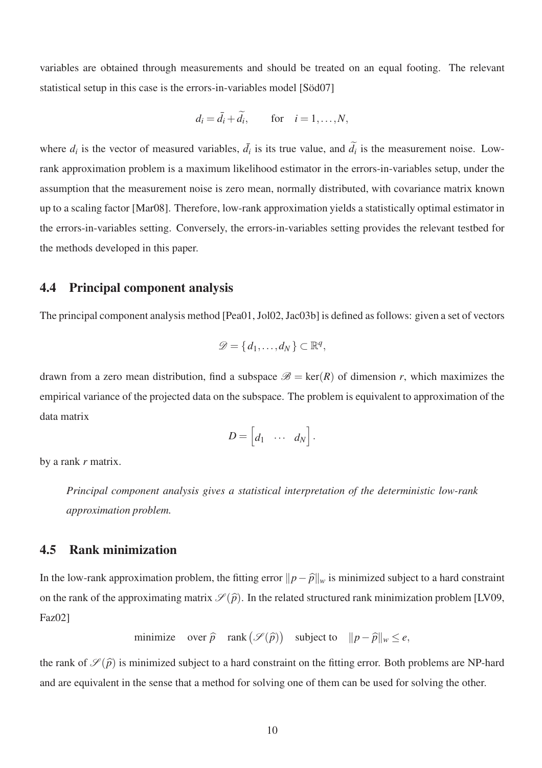variables are obtained through measurements and should be treated on an equal footing. The relevant statistical setup in this case is the errors-in-variables model [Söd07]

$$d_i = \bar{d}_i + \widetilde{d}_i, \qquad \text{for} \quad i = 1, \dots, N,$$

where $d_i$ is the vector of measured variables, $\bar{d}_i$ is its true value, and $\widetilde{d}_i$ is the measurement noise. Low-rank approximation problem is a maximum likelihood estimator in the errors-in-variables setup, under the assumption that the measurement noise is zero mean, normally distributed, with covariance matrix known up to a scaling factor [Mar08]. Therefore, low-rank approximation yields a statistically optimal estimator in the errors-in-variables setting. Conversely, the errors-in-variables setting provides the relevant testbed for the methods developed in this paper.

## 4.4 Principal component analysis

The principal component analysis method [Pea01, Jol02, Jac03b] is defined as follows: given a set of vectors

$$\mathscr{D} = \{ d_1, \dots, d_N \} \subset \mathbb{R}^q,$$

drawn from a zero mean distribution, find a subspace $\mathscr{B} = \ker(R)$ of dimension $r$, which maximizes the empirical variance of the projected data on the subspace. The problem is equivalent to approximation of the data matrix

$$D = \begin{bmatrix} d_1 & \cdots & d_N \end{bmatrix}.$$

by a rank $r$ matrix.

*Principal component analysis gives a statistical interpretation of the deterministic low-rank approximation problem.*

## 4.5 Rank minimization

In the low-rank approximation problem, the fitting error $\|p - \widehat{p}\|_w$ is minimized subject to a hard constraint on the rank of the approximating matrix $\mathscr{S}(\widehat{p})$. In the related structured rank minimization problem [LV09, Faz02]

$$\text{minimize} \quad \text{over } \widehat{p} \quad \operatorname{rank}\big(\mathscr{S}(\widehat{p})\big) \quad \text{subject to} \quad \|p - \widehat{p}\|_w \leq e,$$

the rank of $\mathscr{S}(\widehat{p})$ is minimized subject to a hard constraint on the fitting error. Both problems are NP-hard and are equivalent in the sense that a method for solving one of them can be used for solving the other.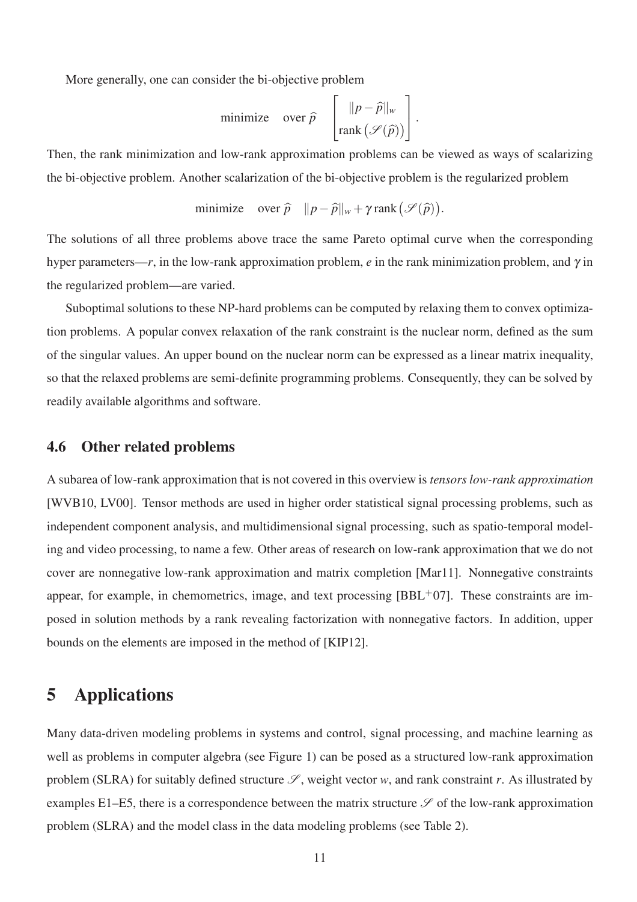More generally, one can consider the bi-objective problem

$$\text{minimize} \quad \text{over } \widehat{p} \quad \begin{bmatrix} \|p - \widehat{p}\|_w \\ \text{rank}\big(\mathscr{S}(\widehat{p})\big) \end{bmatrix}.$$

Then, the rank minimization and low-rank approximation problems can be viewed as ways of scalarizing the bi-objective problem. Another scalarization of the bi-objective problem is the regularized problem

$$\text{minimize} \quad \text{over } \widehat{p} \quad \|p - \widehat{p}\|_w + \gamma \, \text{rank}\big(\mathscr{S}(\widehat{p})\big).$$

The solutions of all three problems above trace the same Pareto optimal curve when the corresponding hyper parameters—$r$, in the low-rank approximation problem, $e$ in the rank minimization problem, and $\gamma$ in the regularized problem—are varied.

Suboptimal solutions to these NP-hard problems can be computed by relaxing them to convex optimization problems. A popular convex relaxation of the rank constraint is the nuclear norm, defined as the sum of the singular values. An upper bound on the nuclear norm can be expressed as a linear matrix inequality, so that the relaxed problems are semi-definite programming problems. Consequently, they can be solved by readily available algorithms and software.

### 4.6 Other related problems

A subarea of low-rank approximation that is not covered in this overview is *tensors low-rank approximation* [WVB10, LV00]. Tensor methods are used in higher order statistical signal processing problems, such as independent component analysis, and multidimensional signal processing, such as spatio-temporal modeling and video processing, to name a few. Other areas of research on low-rank approximation that we do not cover are nonnegative low-rank approximation and matrix completion [Mar11]. Nonnegative constraints appear, for example, in chemometrics, image, and text processing [BBL$^+$07]. These constraints are imposed in solution methods by a rank revealing factorization with nonnegative factors. In addition, upper bounds on the elements are imposed in the method of [KIP12].

## 5 Applications

Many data-driven modeling problems in systems and control, signal processing, and machine learning as well as problems in computer algebra (see Figure 1) can be posed as a structured low-rank approximation problem (SLRA) for suitably defined structure $\mathscr{S}$, weight vector $w$, and rank constraint $r$. As illustrated by examples E1–E5, there is a correspondence between the matrix structure $\mathscr{S}$ of the low-rank approximation problem (SLRA) and the model class in the data modeling problems (see Table 2).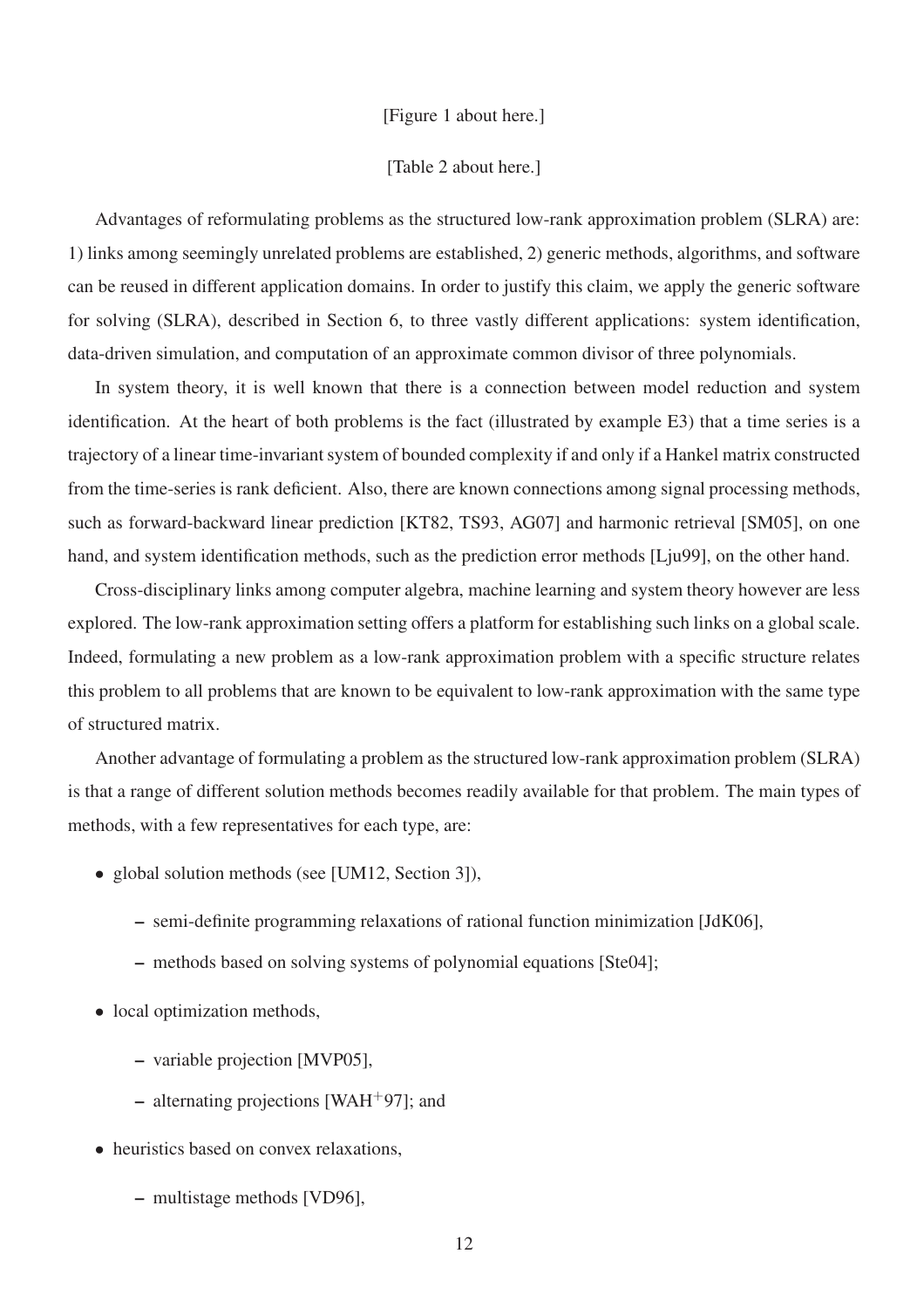[Figure 1 about here.]

[Table 2 about here.]

Advantages of reformulating problems as the structured low-rank approximation problem (SLRA) are: 1) links among seemingly unrelated problems are established, 2) generic methods, algorithms, and software can be reused in different application domains. In order to justify this claim, we apply the generic software for solving (SLRA), described in Section 6, to three vastly different applications: system identification, data-driven simulation, and computation of an approximate common divisor of three polynomials.

In system theory, it is well known that there is a connection between model reduction and system identification. At the heart of both problems is the fact (illustrated by example E3) that a time series is a trajectory of a linear time-invariant system of bounded complexity if and only if a Hankel matrix constructed from the time-series is rank deficient. Also, there are known connections among signal processing methods, such as forward-backward linear prediction [KT82, TS93, AG07] and harmonic retrieval [SM05], on one hand, and system identification methods, such as the prediction error methods [Lju99], on the other hand.

Cross-disciplinary links among computer algebra, machine learning and system theory however are less explored. The low-rank approximation setting offers a platform for establishing such links on a global scale. Indeed, formulating a new problem as a low-rank approximation problem with a specific structure relates this problem to all problems that are known to be equivalent to low-rank approximation with the same type of structured matrix.

Another advantage of formulating a problem as the structured low-rank approximation problem (SLRA) is that a range of different solution methods becomes readily available for that problem. The main types of methods, with a few representatives for each type, are:

- global solution methods (see [UM12, Section 3]),
  - semi-definite programming relaxations of rational function minimization [JdK06],
  - methods based on solving systems of polynomial equations [Ste04];
- local optimization methods,
  - variable projection [MVP05],
  - alternating projections [WAH+97]; and
- heuristics based on convex relaxations,
  - multistage methods [VD96],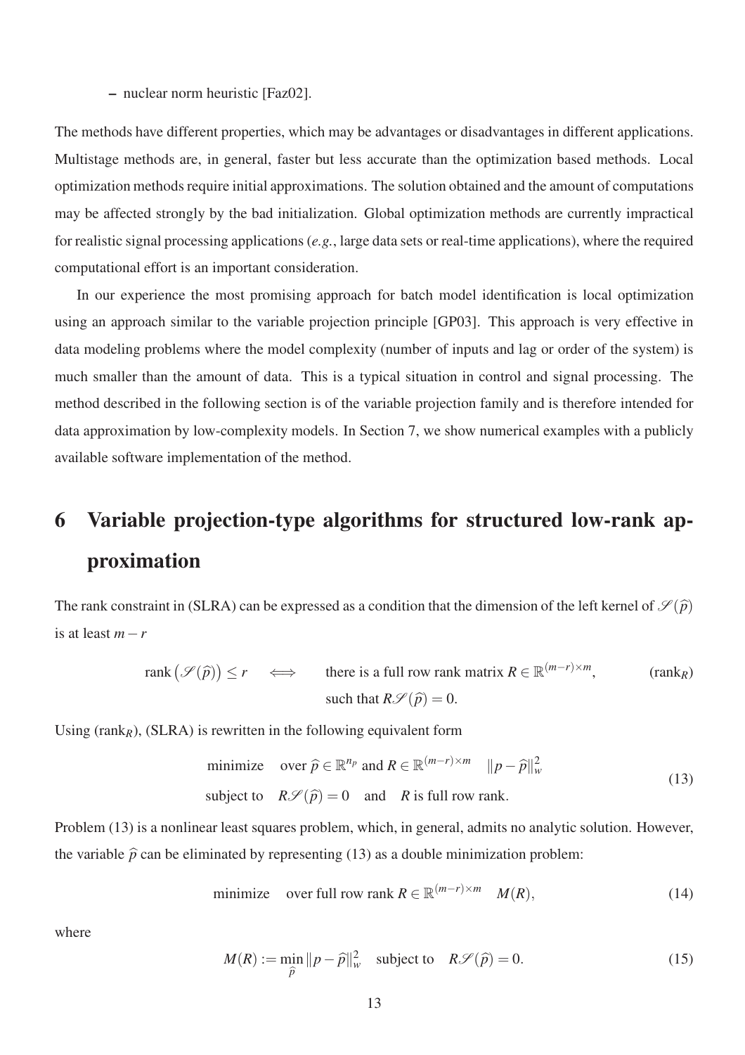– nuclear norm heuristic [Faz02].

The methods have different properties, which may be advantages or disadvantages in different applications. Multistage methods are, in general, faster but less accurate than the optimization based methods. Local optimization methods require initial approximations. The solution obtained and the amount of computations may be affected strongly by the bad initialization. Global optimization methods are currently impractical for realistic signal processing applications (*e.g.*, large data sets or real-time applications), where the required computational effort is an important consideration.

In our experience the most promising approach for batch model identification is local optimization using an approach similar to the variable projection principle [GP03]. This approach is very effective in data modeling problems where the model complexity (number of inputs and lag or order of the system) is much smaller than the amount of data. This is a typical situation in control and signal processing. The method described in the following section is of the variable projection family and is therefore intended for data approximation by low-complexity models. In Section 7, we show numerical examples with a publicly available software implementation of the method.

# 6 Variable projection-type algorithms for structured low-rank approximation

The rank constraint in (SLRA) can be expressed as a condition that the dimension of the left kernel of $\mathscr{S}(\widehat{p})$ is at least $m-r$

$$\operatorname{rank}\big(\mathscr{S}(\widehat{p})\big) \leq r \quad \iff \quad \begin{array}{l}\text{there is a full row rank matrix } R \in \mathbb{R}^{(m-r)\times m},\\ \text{such that } R\mathscr{S}(\widehat{p}) = 0.\end{array} \tag{rank$_R$}$$

Using (rank$_R$), (SLRA) is rewritten in the following equivalent form

$$\begin{aligned} &\text{minimize} \quad \text{over } \widehat{p} \in \mathbb{R}^{n_p} \text{ and } R \in \mathbb{R}^{(m-r)\times m} \quad \|p-\widehat{p}\|_w^2 \\ &\text{subject to} \quad R\mathscr{S}(\widehat{p}) = 0 \quad \text{and} \quad R \text{ is full row rank.} \end{aligned} \tag{13}$$

Problem (13) is a nonlinear least squares problem, which, in general, admits no analytic solution. However, the variable $\widehat{p}$ can be eliminated by representing (13) as a double minimization problem:

$$\text{minimize} \quad \text{over full row rank } R \in \mathbb{R}^{(m-r)\times m} \quad M(R), \tag{14}$$

where

$$M(R) := \min_{\widehat{p}} \|p-\widehat{p}\|_w^2 \quad \text{subject to} \quad R\mathscr{S}(\widehat{p}) = 0. \tag{15}$$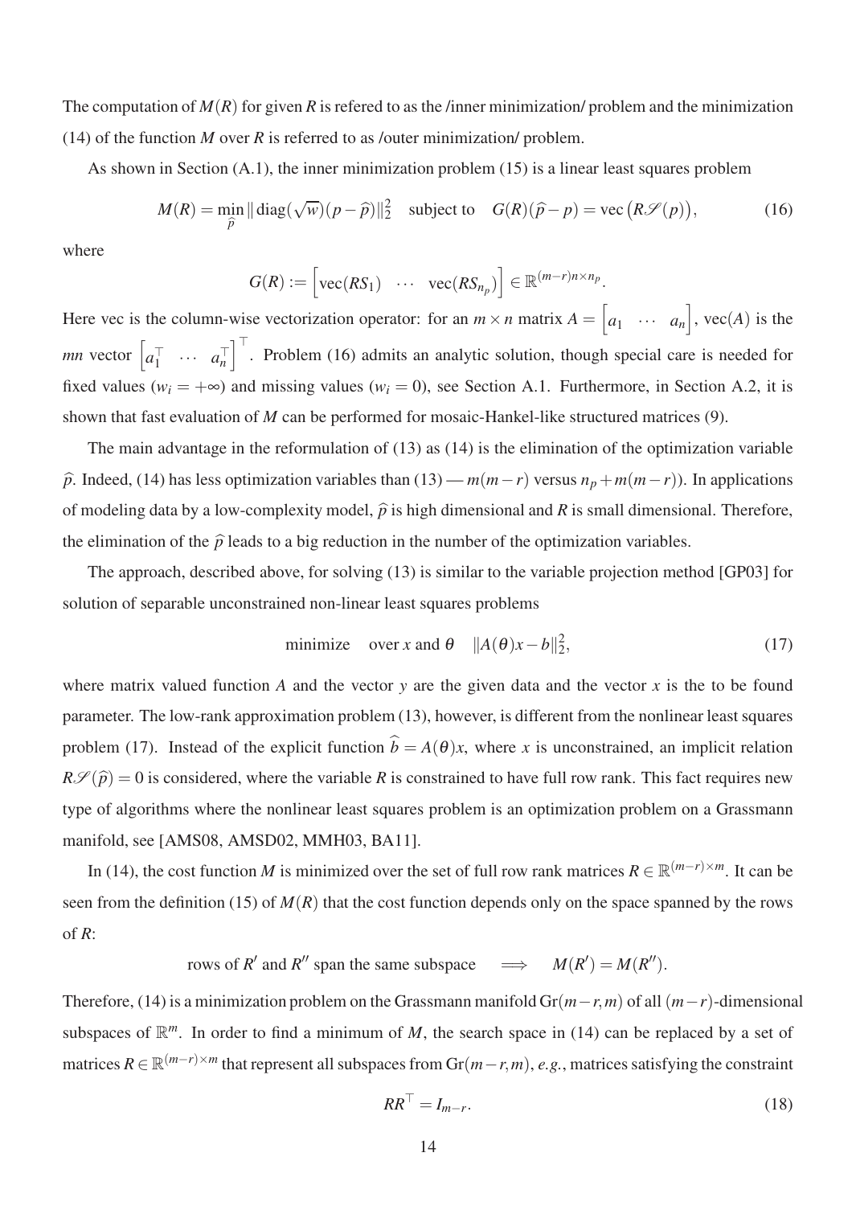The computation of $M(R)$ for given $R$ is refered to as the /inner minimization/ problem and the minimization (14) of the function $M$ over $R$ is referred to as /outer minimization/ problem.

As shown in Section (A.1), the inner minimization problem (15) is a linear least squares problem

$$M(R) = \min_{\widehat{p}} \| \operatorname{diag}(\sqrt{w})(p - \widehat{p})\|_2^2 \quad \text{subject to} \quad G(R)(\widehat{p} - p) = \operatorname{vec}\big(R\mathscr{S}(p)\big), \tag{16}$$

where

$$G(R) := \begin{bmatrix} \operatorname{vec}(RS_1) & \cdots & \operatorname{vec}(RS_{n_p}) \end{bmatrix} \in \mathbb{R}^{(m-r)n \times n_p}.$$

Here vec is the column-wise vectorization operator: for an $m \times n$ matrix $A = \begin{bmatrix} a_1 & \cdots & a_n \end{bmatrix}$, $\operatorname{vec}(A)$ is the $mn$ vector $\begin{bmatrix} a_1^\top & \cdots & a_n^\top \end{bmatrix}^\top$. Problem (16) admits an analytic solution, though special care is needed for fixed values ($w_i = +\infty$) and missing values ($w_i = 0$), see Section A.1. Furthermore, in Section A.2, it is shown that fast evaluation of $M$ can be performed for mosaic-Hankel-like structured matrices (9).

The main advantage in the reformulation of (13) as (14) is the elimination of the optimization variable $\widehat{p}$. Indeed, (14) has less optimization variables than (13) — $m(m-r)$ versus $n_p + m(m-r)$). In applications of modeling data by a low-complexity model, $\widehat{p}$ is high dimensional and $R$ is small dimensional. Therefore, the elimination of the $\widehat{p}$ leads to a big reduction in the number of the optimization variables.

The approach, described above, for solving (13) is similar to the variable projection method [GP03] for solution of separable unconstrained non-linear least squares problems

$$\text{minimize} \quad \text{over } x \text{ and } \theta \quad \|A(\theta)x - b\|_2^2, \tag{17}$$

where matrix valued function $A$ and the vector $y$ are the given data and the vector $x$ is the to be found parameter. The low-rank approximation problem (13), however, is different from the nonlinear least squares problem (17). Instead of the explicit function $\widehat{b} = A(\theta)x$, where $x$ is unconstrained, an implicit relation $R\mathscr{S}(\widehat{p}) = 0$ is considered, where the variable $R$ is constrained to have full row rank. This fact requires new type of algorithms where the nonlinear least squares problem is an optimization problem on a Grassmann manifold, see [AMS08, AMSD02, MMH03, BA11].

In (14), the cost function $M$ is minimized over the set of full row rank matrices $R \in \mathbb{R}^{(m-r)\times m}$. It can be seen from the definition (15) of $M(R)$ that the cost function depends only on the space spanned by the rows of $R$:

$$\text{rows of } R' \text{ and } R'' \text{ span the same subspace} \quad \Longrightarrow \quad M(R') = M(R'').$$

Therefore, (14) is a minimization problem on the Grassmann manifold $\operatorname{Gr}(m-r, m)$ of all $(m-r)$-dimensional subspaces of $\mathbb{R}^m$. In order to find a minimum of $M$, the search space in (14) can be replaced by a set of matrices $R \in \mathbb{R}^{(m-r)\times m}$ that represent all subspaces from $\operatorname{Gr}(m-r, m)$, *e.g.*, matrices satisfying the constraint

$$RR^\top = I_{m-r}. \tag{18}$$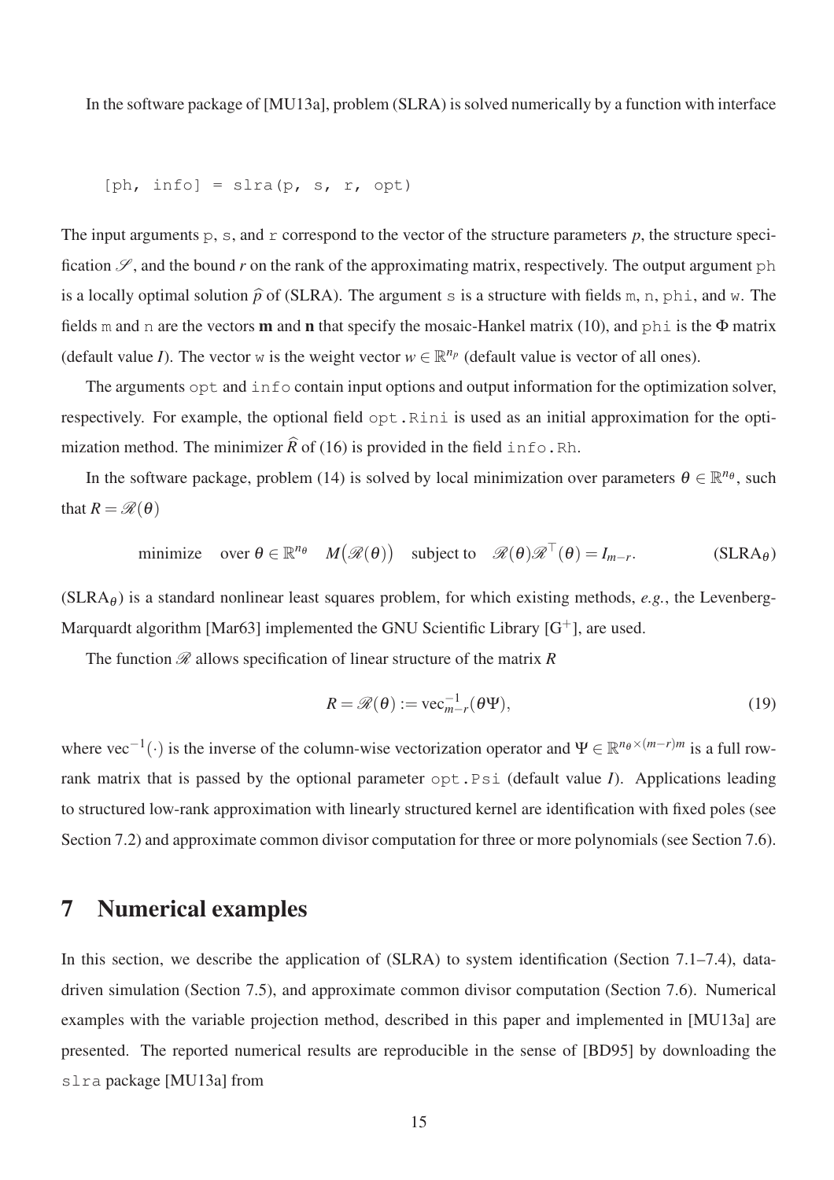In the software package of [MU13a], problem (SLRA) is solved numerically by a function with interface

```
[ph, info] = slra(p, s, r, opt)
```

The input arguments `p`, `s`, and `r` correspond to the vector of the structure parameters $p$, the structure specification $\mathscr{S}$, and the bound $r$ on the rank of the approximating matrix, respectively. The output argument `ph` is a locally optimal solution $\widehat{p}$ of (SLRA). The argument `s` is a structure with fields `m`, `n`, `phi`, and `w`. The fields `m` and `n` are the vectors $\mathbf{m}$ and $\mathbf{n}$ that specify the mosaic-Hankel matrix (10), and `phi` is the $\Phi$ matrix (default value $I$). The vector `w` is the weight vector $w \in \mathbb{R}^{n_p}$ (default value is vector of all ones).

The arguments `opt` and `info` contain input options and output information for the optimization solver, respectively. For example, the optional field `opt.Rini` is used as an initial approximation for the optimization method. The minimizer $\widehat{R}$ of (16) is provided in the field `info.Rh`.

In the software package, problem (14) is solved by local minimization over parameters $\theta \in \mathbb{R}^{n_\theta}$, such that $R = \mathscr{R}(\theta)$

$$\text{minimize} \quad \text{over } \theta \in \mathbb{R}^{n_\theta} \quad M\big(\mathscr{R}(\theta)\big) \quad \text{subject to} \quad \mathscr{R}(\theta)\mathscr{R}^\top(\theta) = I_{m-r}. \tag{SLRA$_\theta$}$$

(SLRA$_\theta$) is a standard nonlinear least squares problem, for which existing methods, *e.g.*, the Levenberg-Marquardt algorithm [Mar63] implemented the GNU Scientific Library [G$^+$], are used.

The function $\mathscr{R}$ allows specification of linear structure of the matrix $R$

$$R = \mathscr{R}(\theta) := \operatorname{vec}_{m-r}^{-1}(\theta\Psi), \tag{19}$$

where $\operatorname{vec}^{-1}(\cdot)$ is the inverse of the column-wise vectorization operator and $\Psi \in \mathbb{R}^{n_\theta \times (m-r)m}$ is a full row-rank matrix that is passed by the optional parameter `opt.Psi` (default value $I$). Applications leading to structured low-rank approximation with linearly structured kernel are identification with fixed poles (see Section 7.2) and approximate common divisor computation for three or more polynomials (see Section 7.6).

# 7 Numerical examples

In this section, we describe the application of (SLRA) to system identification (Section 7.1–7.4), data-driven simulation (Section 7.5), and approximate common divisor computation (Section 7.6). Numerical examples with the variable projection method, described in this paper and implemented in [MU13a] are presented. The reported numerical results are reproducible in the sense of [BD95] by downloading the `slra` package [MU13a] from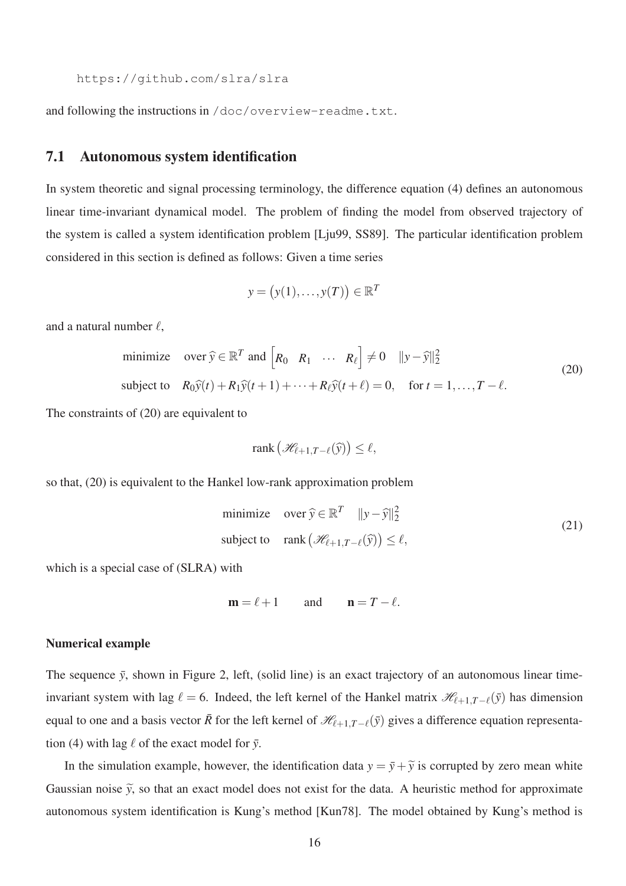```
https://github.com/slra/slra
```

and following the instructions in `/doc/overview-readme.txt`.

## 7.1 Autonomous system identification

In system theoretic and signal processing terminology, the difference equation (4) defines an autonomous linear time-invariant dynamical model. The problem of finding the model from observed trajectory of the system is called a system identification problem [Lju99, SS89]. The particular identification problem considered in this section is defined as follows: Given a time series

$$y = \big(y(1), \dots, y(T)\big) \in \mathbb{R}^T$$

and a natural number $\ell$,

$$\begin{aligned}
&\text{minimize} \quad \text{over } \widehat{y} \in \mathbb{R}^T \text{ and } \begin{bmatrix} R_0 & R_1 & \cdots & R_\ell \end{bmatrix} \neq 0 \quad \|y - \widehat{y}\|_2^2 \\
&\text{subject to} \quad R_0 \widehat{y}(t) + R_1 \widehat{y}(t+1) + \cdots + R_\ell \widehat{y}(t+\ell) = 0, \quad \text{for } t = 1, \dots, T - \ell.
\end{aligned} \tag{20}$$

The constraints of (20) are equivalent to

$$\operatorname{rank}\big(\mathscr{H}_{\ell+1, T-\ell}(\widehat{y})\big) \leq \ell,$$

so that, (20) is equivalent to the Hankel low-rank approximation problem

$$\begin{aligned}
&\text{minimize} \quad \text{over } \widehat{y} \in \mathbb{R}^T \quad \|y - \widehat{y}\|_2^2 \\
&\text{subject to} \quad \operatorname{rank}\big(\mathscr{H}_{\ell+1, T-\ell}(\widehat{y})\big) \leq \ell,
\end{aligned} \tag{21}$$

which is a special case of (SLRA) with

$$\mathbf{m} = \ell + 1 \qquad \text{and} \qquad \mathbf{n} = T - \ell.$$

#### Numerical example

The sequence $\bar{y}$, shown in Figure 2, left, (solid line) is an exact trajectory of an autonomous linear time-invariant system with lag $\ell = 6$. Indeed, the left kernel of the Hankel matrix $\mathscr{H}_{\ell+1, T-\ell}(\bar{y})$ has dimension equal to one and a basis vector $\bar{R}$ for the left kernel of $\mathscr{H}_{\ell+1, T-\ell}(\bar{y})$ gives a difference equation representation (4) with lag $\ell$ of the exact model for $\bar{y}$.

In the simulation example, however, the identification data $y = \bar{y} + \widetilde{y}$ is corrupted by zero mean white Gaussian noise $\widetilde{y}$, so that an exact model does not exist for the data. A heuristic method for approximate autonomous system identification is Kung's method [Kun78]. The model obtained by Kung's method is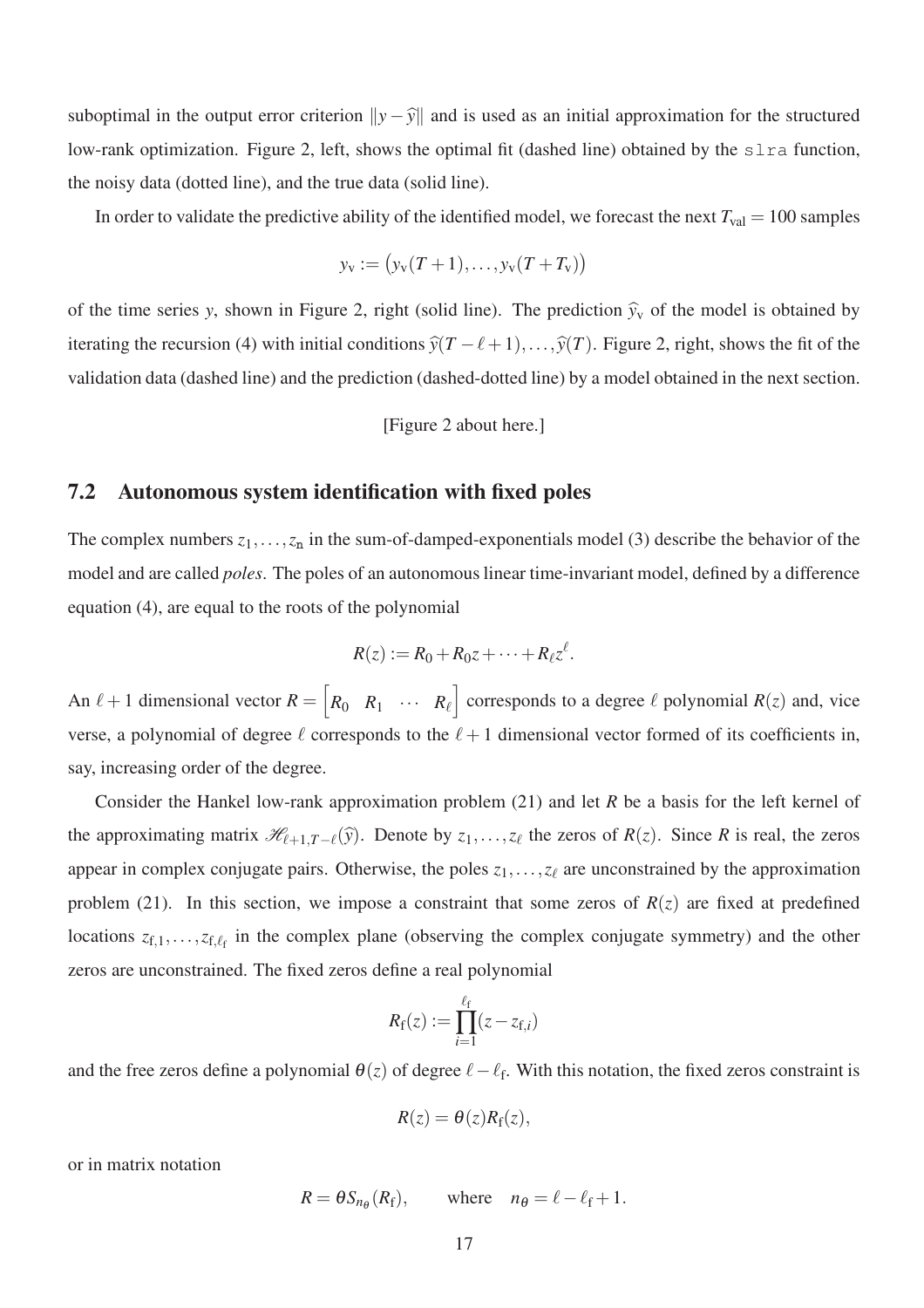suboptimal in the output error criterion $\|y - \widehat{y}\|$ and is used as an initial approximation for the structured low-rank optimization. Figure 2, left, shows the optimal fit (dashed line) obtained by the `slra` function, the noisy data (dotted line), and the true data (solid line).

In order to validate the predictive ability of the identified model, we forecast the next $T_{\text{val}} = 100$ samples

$$y_{\text{v}} := \big(y_{\text{v}}(T+1), \ldots, y_{\text{v}}(T+T_{\text{v}})\big)$$

of the time series $y$, shown in Figure 2, right (solid line). The prediction $\widehat{y}_{\text{v}}$ of the model is obtained by iterating the recursion (4) with initial conditions $\widehat{y}(T-\ell+1), \ldots, \widehat{y}(T)$. Figure 2, right, shows the fit of the validation data (dashed line) and the prediction (dashed-dotted line) by a model obtained in the next section.

[Figure 2 about here.]

## 7.2 Autonomous system identification with fixed poles

The complex numbers $z_1, \ldots, z_{\text{n}}$ in the sum-of-damped-exponentials model (3) describe the behavior of the model and are called *poles*. The poles of an autonomous linear time-invariant model, defined by a difference equation (4), are equal to the roots of the polynomial

$$R(z) := R_0 + R_0 z + \cdots + R_\ell z^\ell.$$

An $\ell + 1$ dimensional vector $R = \begin{bmatrix} R_0 & R_1 & \cdots & R_\ell \end{bmatrix}$ corresponds to a degree $\ell$ polynomial $R(z)$ and, vice verse, a polynomial of degree $\ell$ corresponds to the $\ell + 1$ dimensional vector formed of its coefficients in, say, increasing order of the degree.

Consider the Hankel low-rank approximation problem (21) and let $R$ be a basis for the left kernel of the approximating matrix $\mathscr{H}_{\ell+1,T-\ell}(\widehat{y})$. Denote by $z_1, \ldots, z_\ell$ the zeros of $R(z)$. Since $R$ is real, the zeros appear in complex conjugate pairs. Otherwise, the poles $z_1, \ldots, z_\ell$ are unconstrained by the approximation problem (21). In this section, we impose a constraint that some zeros of $R(z)$ are fixed at predefined locations $z_{\text{f},1}, \ldots, z_{\text{f},\ell_{\text{f}}}$ in the complex plane (observing the complex conjugate symmetry) and the other zeros are unconstrained. The fixed zeros define a real polynomial

$$R_{\text{f}}(z) := \prod_{i=1}^{\ell_{\text{f}}} (z - z_{\text{f},i})$$

and the free zeros define a polynomial $\theta(z)$ of degree $\ell - \ell_{\text{f}}$. With this notation, the fixed zeros constraint is

$$R(z) = \theta(z) R_{\text{f}}(z),$$

or in matrix notation

$$R = \theta S_{n_\theta}(R_{\text{f}}), \qquad \text{where} \quad n_\theta = \ell - \ell_{\text{f}} + 1.$$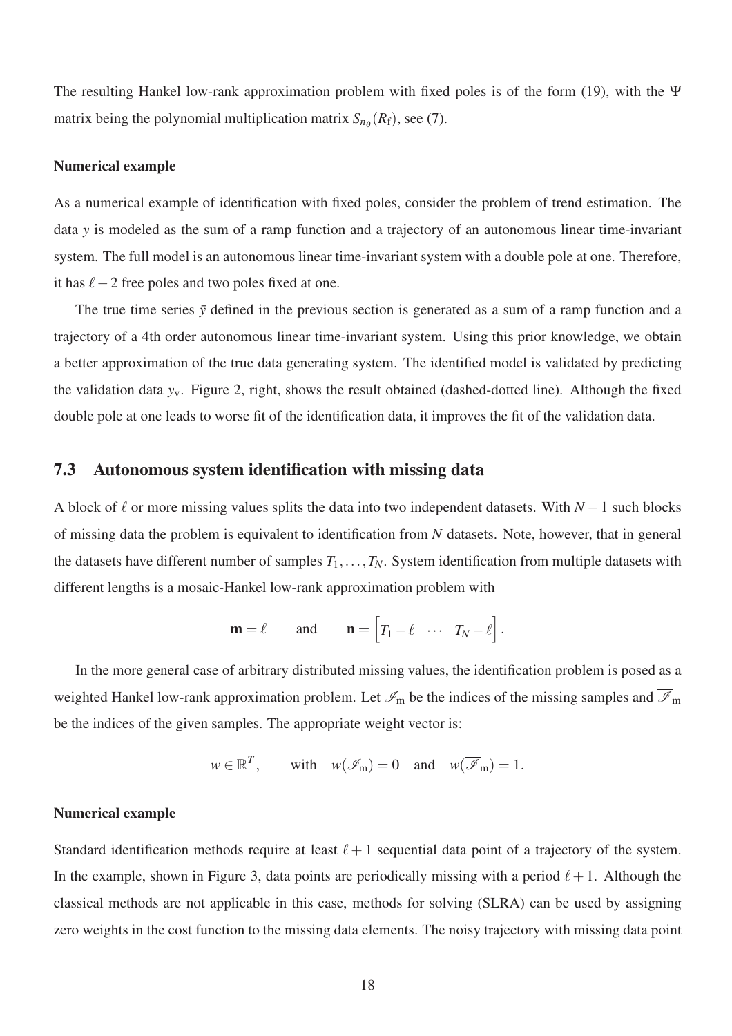The resulting Hankel low-rank approximation problem with fixed poles is of the form (19), with the $\Psi$ matrix being the polynomial multiplication matrix $S_{n_\theta}(R_\text{f})$, see (7).

#### Numerical example

As a numerical example of identification with fixed poles, consider the problem of trend estimation. The data $y$ is modeled as the sum of a ramp function and a trajectory of an autonomous linear time-invariant system. The full model is an autonomous linear time-invariant system with a double pole at one. Therefore, it has $\ell - 2$ free poles and two poles fixed at one.

The true time series $\bar{y}$ defined in the previous section is generated as a sum of a ramp function and a trajectory of a 4th order autonomous linear time-invariant system. Using this prior knowledge, we obtain a better approximation of the true data generating system. The identified model is validated by predicting the validation data $y_\text{v}$. Figure 2, right, shows the result obtained (dashed-dotted line). Although the fixed double pole at one leads to worse fit of the identification data, it improves the fit of the validation data.

## 7.3 Autonomous system identification with missing data

A block of $\ell$ or more missing values splits the data into two independent datasets. With $N-1$ such blocks of missing data the problem is equivalent to identification from $N$ datasets. Note, however, that in general the datasets have different number of samples $T_1, \dots, T_N$. System identification from multiple datasets with different lengths is a mosaic-Hankel low-rank approximation problem with

$$\mathbf{m} = \ell \qquad \text{and} \qquad \mathbf{n} = \begin{bmatrix} T_1 - \ell & \cdots & T_N - \ell \end{bmatrix}.$$

In the more general case of arbitrary distributed missing values, the identification problem is posed as a weighted Hankel low-rank approximation problem. Let $\mathscr{I}_\text{m}$ be the indices of the missing samples and $\overline{\mathscr{I}}_\text{m}$ be the indices of the given samples. The appropriate weight vector is:

$$w \in \mathbb{R}^T, \qquad \text{with} \quad w(\mathscr{I}_\text{m}) = 0 \quad \text{and} \quad w(\overline{\mathscr{I}}_\text{m}) = 1.$$

#### Numerical example

Standard identification methods require at least $\ell + 1$ sequential data point of a trajectory of the system. In the example, shown in Figure 3, data points are periodically missing with a period $\ell + 1$. Although the classical methods are not applicable in this case, methods for solving (SLRA) can be used by assigning zero weights in the cost function to the missing data elements. The noisy trajectory with missing data point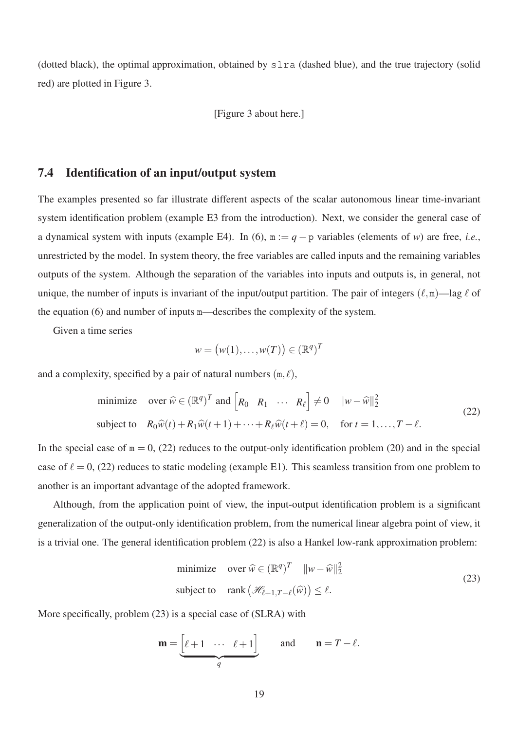(dotted black), the optimal approximation, obtained by `slra` (dashed blue), and the true trajectory (solid red) are plotted in Figure 3.

[Figure 3 about here.]

### 7.4 Identification of an input/output system

The examples presented so far illustrate different aspects of the scalar autonomous linear time-invariant system identification problem (example E3 from the introduction). Next, we consider the general case of a dynamical system with inputs (example E4). In (6), $\mathtt{m} := q - \mathtt{p}$ variables (elements of $w$) are free, *i.e.*, unrestricted by the model. In system theory, the free variables are called inputs and the remaining variables outputs of the system. Although the separation of the variables into inputs and outputs is, in general, not unique, the number of inputs is invariant of the input/output partition. The pair of integers $(\ell, \mathtt{m})$—lag $\ell$ of the equation (6) and number of inputs $\mathtt{m}$—describes the complexity of the system.

Given a time series

$$w = \big(w(1), \dots, w(T)\big) \in (\mathbb{R}^q)^T$$

and a complexity, specified by a pair of natural numbers $(\mathtt{m}, \ell)$,

$$\begin{aligned} &\text{minimize} \quad \text{over } \widehat{w} \in (\mathbb{R}^q)^T \text{ and } \begin{bmatrix} R_0 & R_1 & \cdots & R_\ell \end{bmatrix} \neq 0 \quad \|w - \widehat{w}\|_2^2 \\ &\text{subject to} \quad R_0 \widehat{w}(t) + R_1 \widehat{w}(t+1) + \cdots + R_\ell \widehat{w}(t+\ell) = 0, \quad \text{for } t = 1, \dots, T - \ell. \end{aligned} \tag{22}$$

In the special case of $\mathtt{m} = 0$, (22) reduces to the output-only identification problem (20) and in the special case of $\ell = 0$, (22) reduces to static modeling (example E1). This seamless transition from one problem to another is an important advantage of the adopted framework.

Although, from the application point of view, the input-output identification problem is a significant generalization of the output-only identification problem, from the numerical linear algebra point of view, it is a trivial one. The general identification problem (22) is also a Hankel low-rank approximation problem:

$$\begin{aligned} &\text{minimize} \quad \text{over } \widehat{w} \in (\mathbb{R}^q)^T \quad \|w - \widehat{w}\|_2^2 \\ &\text{subject to} \quad \operatorname{rank}\big(\mathscr{H}_{\ell+1, T-\ell}(\widehat{w})\big) \leq \ell. \end{aligned} \tag{23}$$

More specifically, problem (23) is a special case of (SLRA) with

$$\mathbf{m} = \underbrace{\begin{bmatrix} \ell+1 & \cdots & \ell+1 \end{bmatrix}}_{q} \qquad \text{and} \qquad \mathbf{n} = T - \ell.$$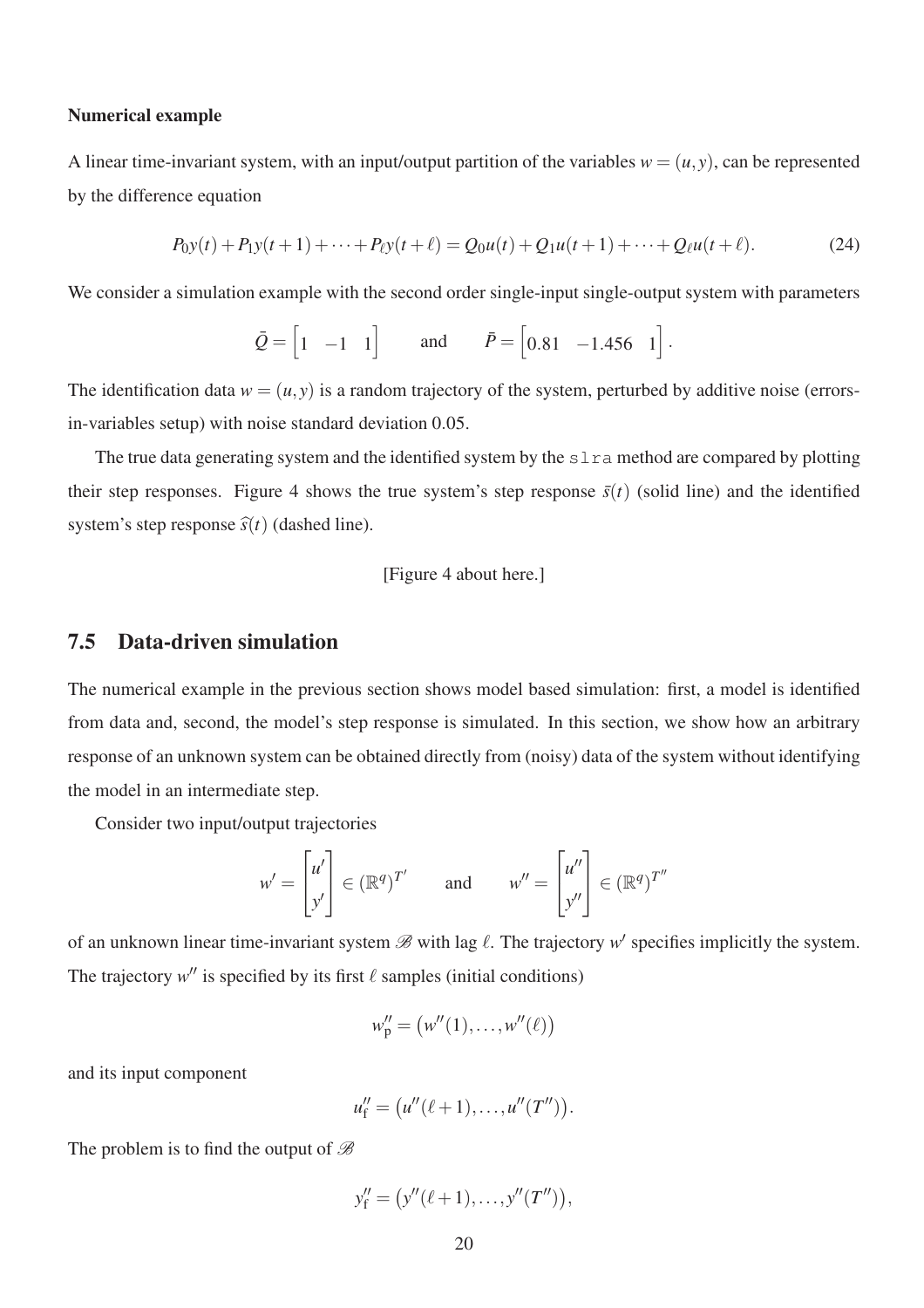**Numerical example**

A linear time-invariant system, with an input/output partition of the variables $w = (u, y)$, can be represented by the difference equation

$$P_0 y(t) + P_1 y(t+1) + \cdots + P_\ell y(t+\ell) = Q_0 u(t) + Q_1 u(t+1) + \cdots + Q_\ell u(t+\ell). \tag{24}$$

We consider a simulation example with the second order single-input single-output system with parameters

$$\bar{Q} = \begin{bmatrix} 1 & -1 & 1 \end{bmatrix} \qquad \text{and} \qquad \bar{P} = \begin{bmatrix} 0.81 & -1.456 & 1 \end{bmatrix}.$$

The identification data $w = (u, y)$ is a random trajectory of the system, perturbed by additive noise (errors-in-variables setup) with noise standard deviation 0.05.

The true data generating system and the identified system by the `slra` method are compared by plotting their step responses. Figure 4 shows the true system's step response $\bar{s}(t)$ (solid line) and the identified system's step response $\widehat{s}(t)$ (dashed line).

[Figure 4 about here.]

## 7.5 Data-driven simulation

The numerical example in the previous section shows model based simulation: first, a model is identified from data and, second, the model's step response is simulated. In this section, we show how an arbitrary response of an unknown system can be obtained directly from (noisy) data of the system without identifying the model in an intermediate step.

Consider two input/output trajectories

$$w' = \begin{bmatrix} u' \\ y' \end{bmatrix} \in (\mathbb{R}^q)^{T'} \qquad \text{and} \qquad w'' = \begin{bmatrix} u'' \\ y'' \end{bmatrix} \in (\mathbb{R}^q)^{T''}$$

of an unknown linear time-invariant system $\mathscr{B}$ with lag $\ell$. The trajectory $w'$ specifies implicitly the system. The trajectory $w''$ is specified by its first $\ell$ samples (initial conditions)

$$w''_{\mathrm{p}} = \big(w''(1), \ldots, w''(\ell)\big)$$

and its input component

$$u''_{\mathrm{f}} = \big(u''(\ell+1), \ldots, u''(T'')\big).$$

The problem is to find the output of $\mathscr{B}$

$$y''_{\mathrm{f}} = \big(y''(\ell+1), \ldots, y''(T'')\big),$$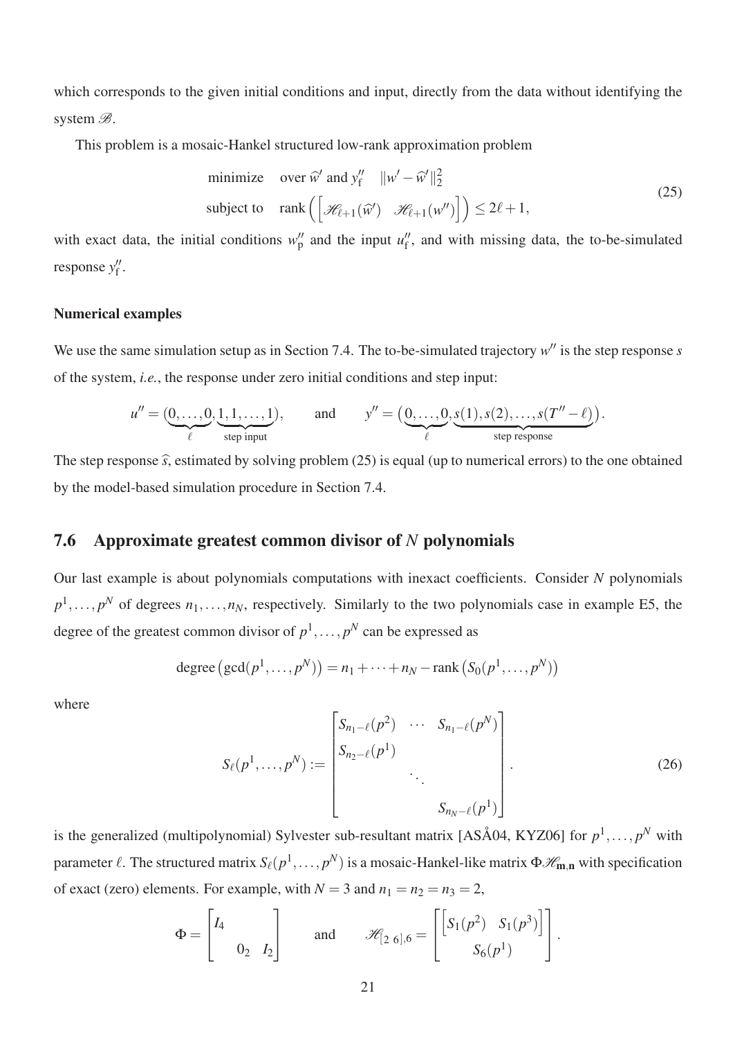which corresponds to the given initial conditions and input, directly from the data without identifying the system $\mathscr{B}$.

This problem is a mosaic-Hankel structured low-rank approximation problem

$$\begin{aligned} &\text{minimize} \quad \text{over } \widehat{w}' \text{ and } y_{\mathrm{f}}'' \quad \|w' - \widehat{w}'\|_2^2 \\ &\text{subject to} \quad \operatorname{rank}\left(\begin{bmatrix} \mathscr{H}_{\ell+1}(\widehat{w}') & \mathscr{H}_{\ell+1}(w'') \end{bmatrix}\right) \leq 2\ell + 1, \end{aligned} \tag{25}$$

with exact data, the initial conditions $w_{\mathrm{p}}''$ and the input $u_{\mathrm{f}}''$, and with missing data, the to-be-simulated response $y_{\mathrm{f}}''$.

**Numerical examples**

We use the same simulation setup as in Section 7.4. The to-be-simulated trajectory $w''$ is the step response $s$ of the system, *i.e.*, the response under zero initial conditions and step input:

$$u'' = (\underbrace{0,\ldots,0}_{\ell},\underbrace{1,1,\ldots,1}_{\text{step input}}), \qquad \text{and} \qquad y'' = \big(\underbrace{0,\ldots,0}_{\ell},\underbrace{s(1),s(2),\ldots,s(T''-\ell)}_{\text{step response}}\big).$$

The step response $\widehat{s}$, estimated by solving problem (25) is equal (up to numerical errors) to the one obtained by the model-based simulation procedure in Section 7.4.

## 7.6 Approximate greatest common divisor of $N$ polynomials

Our last example is about polynomials computations with inexact coefficients. Consider $N$ polynomials $p^1,\ldots,p^N$ of degrees $n_1,\ldots,n_N$, respectively. Similarly to the two polynomials case in example E5, the degree of the greatest common divisor of $p^1,\ldots,p^N$ can be expressed as

$$\operatorname{degree}\big(\gcd(p^1,\ldots,p^N)\big) = n_1 + \cdots + n_N - \operatorname{rank}\big(S_0(p^1,\ldots,p^N)\big)$$

where

$$S_\ell(p^1,\ldots,p^N) := \begin{bmatrix} S_{n_1-\ell}(p^2) & \cdots & S_{n_1-\ell}(p^N) \\ S_{n_2-\ell}(p^1) & & \\ & \ddots & \\ & & S_{n_N-\ell}(p^1) \end{bmatrix}. \tag{26}$$

is the generalized (multipolynomial) Sylvester sub-resultant matrix [ASÅ04, KYZ06] for $p^1,\ldots,p^N$ with parameter $\ell$. The structured matrix $S_\ell(p^1,\ldots,p^N)$ is a mosaic-Hankel-like matrix $\Phi\mathscr{H}_{\mathbf{m},\mathbf{n}}$ with specification of exact (zero) elements. For example, with $N=3$ and $n_1=n_2=n_3=2$,

$$\Phi = \begin{bmatrix} I_4 & & \\ & 0_2 & I_2 \end{bmatrix} \qquad \text{and} \qquad \mathscr{H}_{[2\ 6],6} = \begin{bmatrix} \begin{bmatrix} S_1(p^2) & S_1(p^3) \end{bmatrix} \\ S_6(p^1) \end{bmatrix}.$$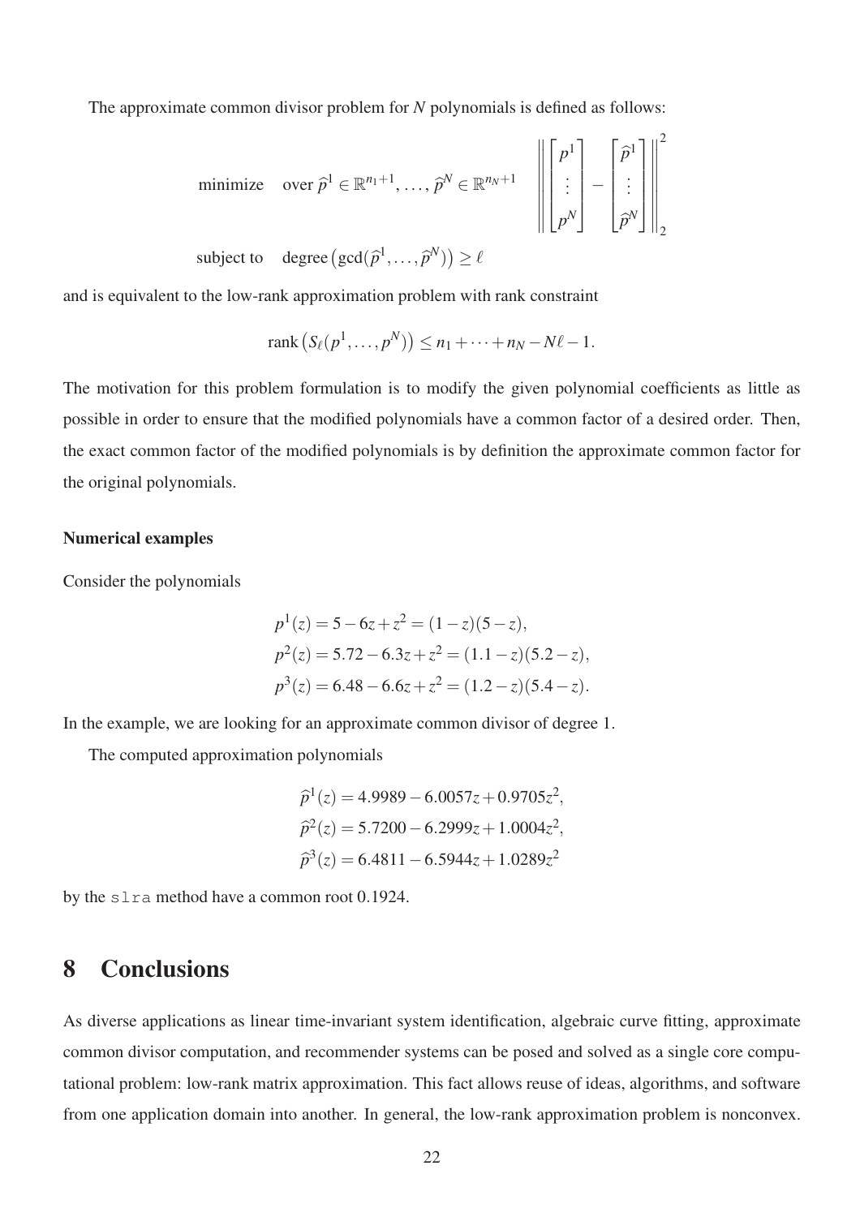The approximate common divisor problem for $N$ polynomials is defined as follows:

$$
\begin{aligned}
&\text{minimize} \quad \text{over } \widehat{p}^1 \in \mathbb{R}^{n_1+1}, \ldots, \widehat{p}^N \in \mathbb{R}^{n_N+1} \quad \left\| \begin{bmatrix} p^1 \\ \vdots \\ p^N \end{bmatrix} - \begin{bmatrix} \widehat{p}^1 \\ \vdots \\ \widehat{p}^N \end{bmatrix} \right\|_2^2 \\
&\text{subject to} \quad \text{degree}\left(\gcd(\widehat{p}^1, \ldots, \widehat{p}^N)\right) \geq \ell
\end{aligned}
$$

and is equivalent to the low-rank approximation problem with rank constraint

$$
\text{rank}\left(S_\ell(p^1, \ldots, p^N)\right) \leq n_1 + \cdots + n_N - N\ell - 1.
$$

The motivation for this problem formulation is to modify the given polynomial coefficients as little as possible in order to ensure that the modified polynomials have a common factor of a desired order. Then, the exact common factor of the modified polynomials is by definition the approximate common factor for the original polynomials.

#### Numerical examples

Consider the polynomials

$$
\begin{aligned}
p^1(z) &= 5 - 6z + z^2 = (1 - z)(5 - z), \\
p^2(z) &= 5.72 - 6.3z + z^2 = (1.1 - z)(5.2 - z), \\
p^3(z) &= 6.48 - 6.6z + z^2 = (1.2 - z)(5.4 - z).
\end{aligned}
$$

In the example, we are looking for an approximate common divisor of degree 1.

The computed approximation polynomials

$$
\begin{aligned}
\widehat{p}^1(z) &= 4.9989 - 6.0057z + 0.9705z^2, \\
\widehat{p}^2(z) &= 5.7200 - 6.2999z + 1.0004z^2, \\
\widehat{p}^3(z) &= 6.4811 - 6.5944z + 1.0289z^2
\end{aligned}
$$

by the `slra` method have a common root 0.1924.

## 8 Conclusions

As diverse applications as linear time-invariant system identification, algebraic curve fitting, approximate common divisor computation, and recommender systems can be posed and solved as a single core computational problem: low-rank matrix approximation. This fact allows reuse of ideas, algorithms, and software from one application domain into another. In general, the low-rank approximation problem is nonconvex.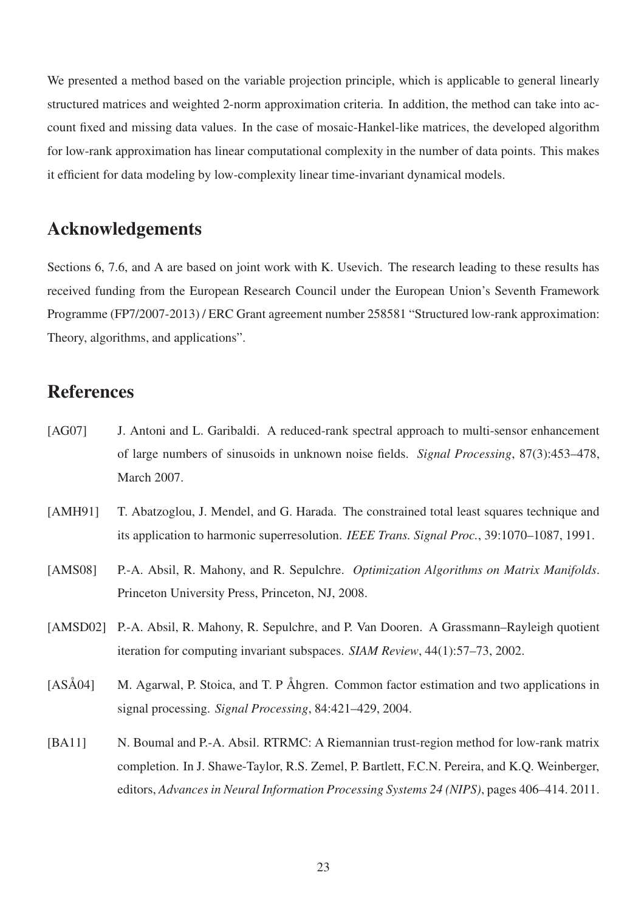We presented a method based on the variable projection principle, which is applicable to general linearly structured matrices and weighted 2-norm approximation criteria. In addition, the method can take into account fixed and missing data values. In the case of mosaic-Hankel-like matrices, the developed algorithm for low-rank approximation has linear computational complexity in the number of data points. This makes it efficient for data modeling by low-complexity linear time-invariant dynamical models.

## Acknowledgements

Sections 6, 7.6, and A are based on joint work with K. Usevich. The research leading to these results has received funding from the European Research Council under the European Union's Seventh Framework Programme (FP7/2007-2013) / ERC Grant agreement number 258581 "Structured low-rank approximation: Theory, algorithms, and applications".

## References

[AG07] J. Antoni and L. Garibaldi. A reduced-rank spectral approach to multi-sensor enhancement of large numbers of sinusoids in unknown noise fields. *Signal Processing*, 87(3):453–478, March 2007.

[AMH91] T. Abatzoglou, J. Mendel, and G. Harada. The constrained total least squares technique and its application to harmonic superresolution. *IEEE Trans. Signal Proc.*, 39:1070–1087, 1991.

[AMS08] P.-A. Absil, R. Mahony, and R. Sepulchre. *Optimization Algorithms on Matrix Manifolds*. Princeton University Press, Princeton, NJ, 2008.

[AMSD02] P.-A. Absil, R. Mahony, R. Sepulchre, and P. Van Dooren. A Grassmann–Rayleigh quotient iteration for computing invariant subspaces. *SIAM Review*, 44(1):57–73, 2002.

[ASÅ04] M. Agarwal, P. Stoica, and T. P Åhgren. Common factor estimation and two applications in signal processing. *Signal Processing*, 84:421–429, 2004.

[BA11] N. Boumal and P.-A. Absil. RTRMC: A Riemannian trust-region method for low-rank matrix completion. In J. Shawe-Taylor, R.S. Zemel, P. Bartlett, F.C.N. Pereira, and K.Q. Weinberger, editors, *Advances in Neural Information Processing Systems 24 (NIPS)*, pages 406–414. 2011.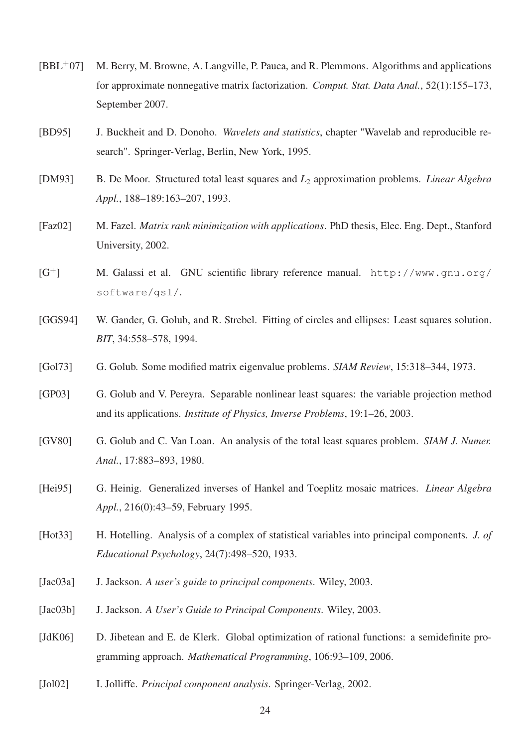[BBL$^{+}$07] M. Berry, M. Browne, A. Langville, P. Pauca, and R. Plemmons. Algorithms and applications for approximate nonnegative matrix factorization. *Comput. Stat. Data Anal.*, 52(1):155–173, September 2007.

[BD95] J. Buckheit and D. Donoho. *Wavelets and statistics*, chapter "Wavelab and reproducible research". Springer-Verlag, Berlin, New York, 1995.

[DM93] B. De Moor. Structured total least squares and $L_2$ approximation problems. *Linear Algebra Appl.*, 188–189:163–207, 1993.

[Faz02] M. Fazel. *Matrix rank minimization with applications*. PhD thesis, Elec. Eng. Dept., Stanford University, 2002.

[G$^{+}$] M. Galassi et al. GNU scientific library reference manual. `http://www.gnu.org/software/gsl/`.

[GGS94] W. Gander, G. Golub, and R. Strebel. Fitting of circles and ellipses: Least squares solution. *BIT*, 34:558–578, 1994.

[Gol73] G. Golub. Some modified matrix eigenvalue problems. *SIAM Review*, 15:318–344, 1973.

[GP03] G. Golub and V. Pereyra. Separable nonlinear least squares: the variable projection method and its applications. *Institute of Physics, Inverse Problems*, 19:1–26, 2003.

[GV80] G. Golub and C. Van Loan. An analysis of the total least squares problem. *SIAM J. Numer. Anal.*, 17:883–893, 1980.

[Hei95] G. Heinig. Generalized inverses of Hankel and Toeplitz mosaic matrices. *Linear Algebra Appl.*, 216(0):43–59, February 1995.

[Hot33] H. Hotelling. Analysis of a complex of statistical variables into principal components. *J. of Educational Psychology*, 24(7):498–520, 1933.

[Jac03a] J. Jackson. *A user's guide to principal components*. Wiley, 2003.

[Jac03b] J. Jackson. *A User's Guide to Principal Components*. Wiley, 2003.

[JdK06] D. Jibetean and E. de Klerk. Global optimization of rational functions: a semidefinite programming approach. *Mathematical Programming*, 106:93–109, 2006.

[Jol02] I. Jolliffe. *Principal component analysis*. Springer-Verlag, 2002.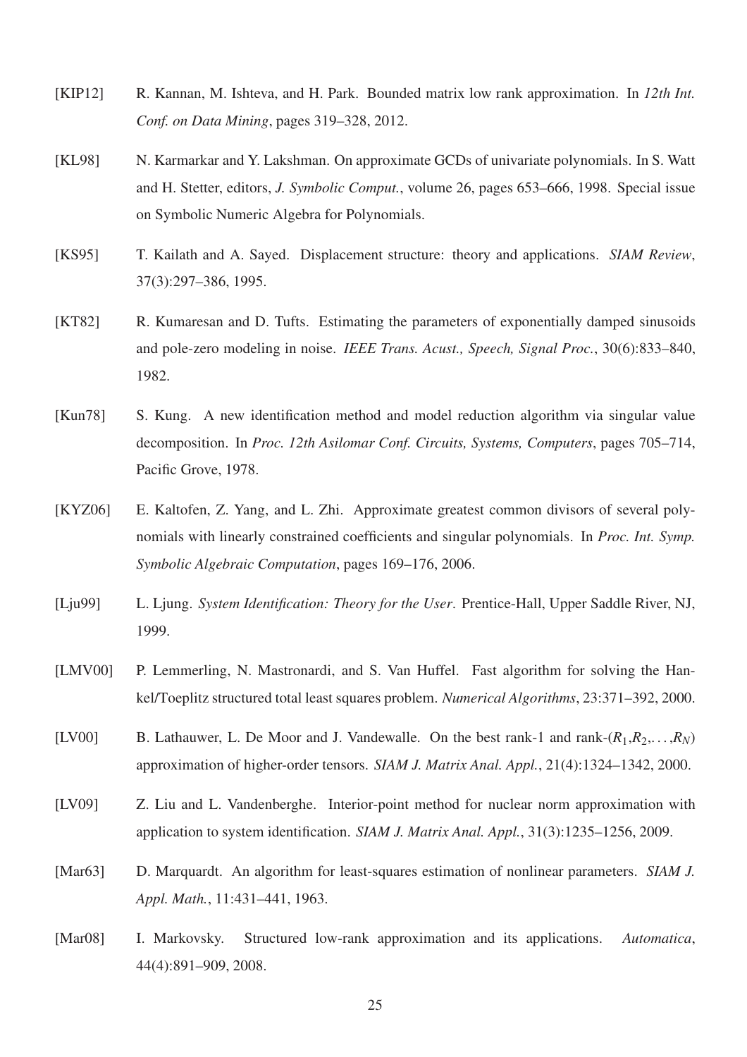[KIP12] R. Kannan, M. Ishteva, and H. Park. Bounded matrix low rank approximation. In *12th Int. Conf. on Data Mining*, pages 319–328, 2012.

[KL98] N. Karmarkar and Y. Lakshman. On approximate GCDs of univariate polynomials. In S. Watt and H. Stetter, editors, *J. Symbolic Comput.*, volume 26, pages 653–666, 1998. Special issue on Symbolic Numeric Algebra for Polynomials.

[KS95] T. Kailath and A. Sayed. Displacement structure: theory and applications. *SIAM Review*, 37(3):297–386, 1995.

[KT82] R. Kumaresan and D. Tufts. Estimating the parameters of exponentially damped sinusoids and pole-zero modeling in noise. *IEEE Trans. Acust., Speech, Signal Proc.*, 30(6):833–840, 1982.

[Kun78] S. Kung. A new identification method and model reduction algorithm via singular value decomposition. In *Proc. 12th Asilomar Conf. Circuits, Systems, Computers*, pages 705–714, Pacific Grove, 1978.

[KYZ06] E. Kaltofen, Z. Yang, and L. Zhi. Approximate greatest common divisors of several polynomials with linearly constrained coefficients and singular polynomials. In *Proc. Int. Symp. Symbolic Algebraic Computation*, pages 169–176, 2006.

[Lju99] L. Ljung. *System Identification: Theory for the User*. Prentice-Hall, Upper Saddle River, NJ, 1999.

[LMV00] P. Lemmerling, N. Mastronardi, and S. Van Huffel. Fast algorithm for solving the Hankel/Toeplitz structured total least squares problem. *Numerical Algorithms*, 23:371–392, 2000.

[LV00] B. Lathauwer, L. De Moor and J. Vandewalle. On the best rank-1 and rank-$(R_1,R_2,\ldots,R_N)$ approximation of higher-order tensors. *SIAM J. Matrix Anal. Appl.*, 21(4):1324–1342, 2000.

[LV09] Z. Liu and L. Vandenberghe. Interior-point method for nuclear norm approximation with application to system identification. *SIAM J. Matrix Anal. Appl.*, 31(3):1235–1256, 2009.

[Mar63] D. Marquardt. An algorithm for least-squares estimation of nonlinear parameters. *SIAM J. Appl. Math.*, 11:431–441, 1963.

[Mar08] I. Markovsky. Structured low-rank approximation and its applications. *Automatica*, 44(4):891–909, 2008.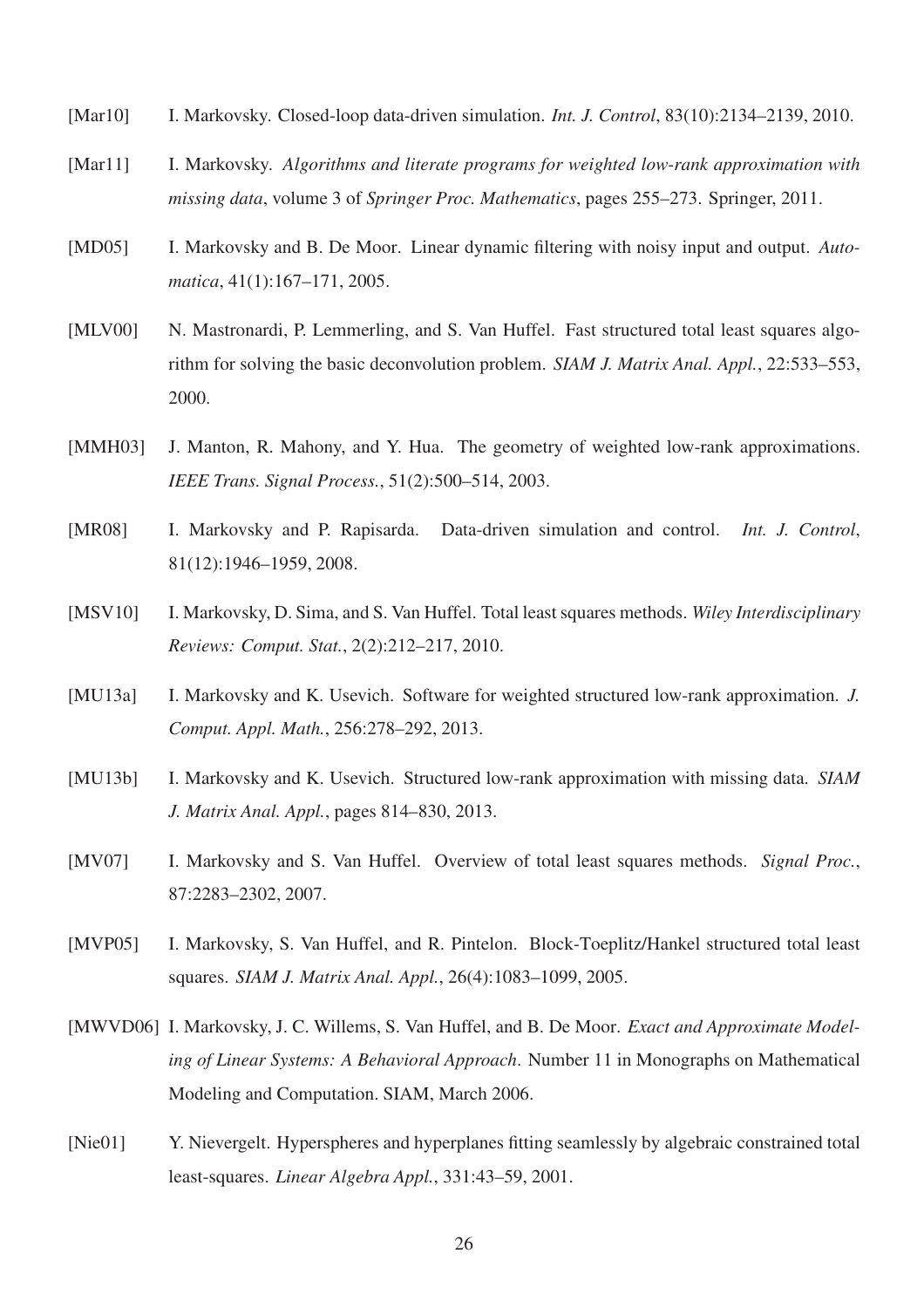[Mar10] I. Markovsky. Closed-loop data-driven simulation. *Int. J. Control*, 83(10):2134–2139, 2010.

[Mar11] I. Markovsky. *Algorithms and literate programs for weighted low-rank approximation with missing data*, volume 3 of *Springer Proc. Mathematics*, pages 255–273. Springer, 2011.

[MD05] I. Markovsky and B. De Moor. Linear dynamic filtering with noisy input and output. *Automatica*, 41(1):167–171, 2005.

[MLV00] N. Mastronardi, P. Lemmerling, and S. Van Huffel. Fast structured total least squares algorithm for solving the basic deconvolution problem. *SIAM J. Matrix Anal. Appl.*, 22:533–553, 2000.

[MMH03] J. Manton, R. Mahony, and Y. Hua. The geometry of weighted low-rank approximations. *IEEE Trans. Signal Process.*, 51(2):500–514, 2003.

[MR08] I. Markovsky and P. Rapisarda. Data-driven simulation and control. *Int. J. Control*, 81(12):1946–1959, 2008.

[MSV10] I. Markovsky, D. Sima, and S. Van Huffel. Total least squares methods. *Wiley Interdisciplinary Reviews: Comput. Stat.*, 2(2):212–217, 2010.

[MU13a] I. Markovsky and K. Usevich. Software for weighted structured low-rank approximation. *J. Comput. Appl. Math.*, 256:278–292, 2013.

[MU13b] I. Markovsky and K. Usevich. Structured low-rank approximation with missing data. *SIAM J. Matrix Anal. Appl.*, pages 814–830, 2013.

[MV07] I. Markovsky and S. Van Huffel. Overview of total least squares methods. *Signal Proc.*, 87:2283–2302, 2007.

[MVP05] I. Markovsky, S. Van Huffel, and R. Pintelon. Block-Toeplitz/Hankel structured total least squares. *SIAM J. Matrix Anal. Appl.*, 26(4):1083–1099, 2005.

[MWVD06] I. Markovsky, J. C. Willems, S. Van Huffel, and B. De Moor. *Exact and Approximate Modeling of Linear Systems: A Behavioral Approach*. Number 11 in Monographs on Mathematical Modeling and Computation. SIAM, March 2006.

[Nie01] Y. Nievergelt. Hyperspheres and hyperplanes fitting seamlessly by algebraic constrained total least-squares. *Linear Algebra Appl.*, 331:43–59, 2001.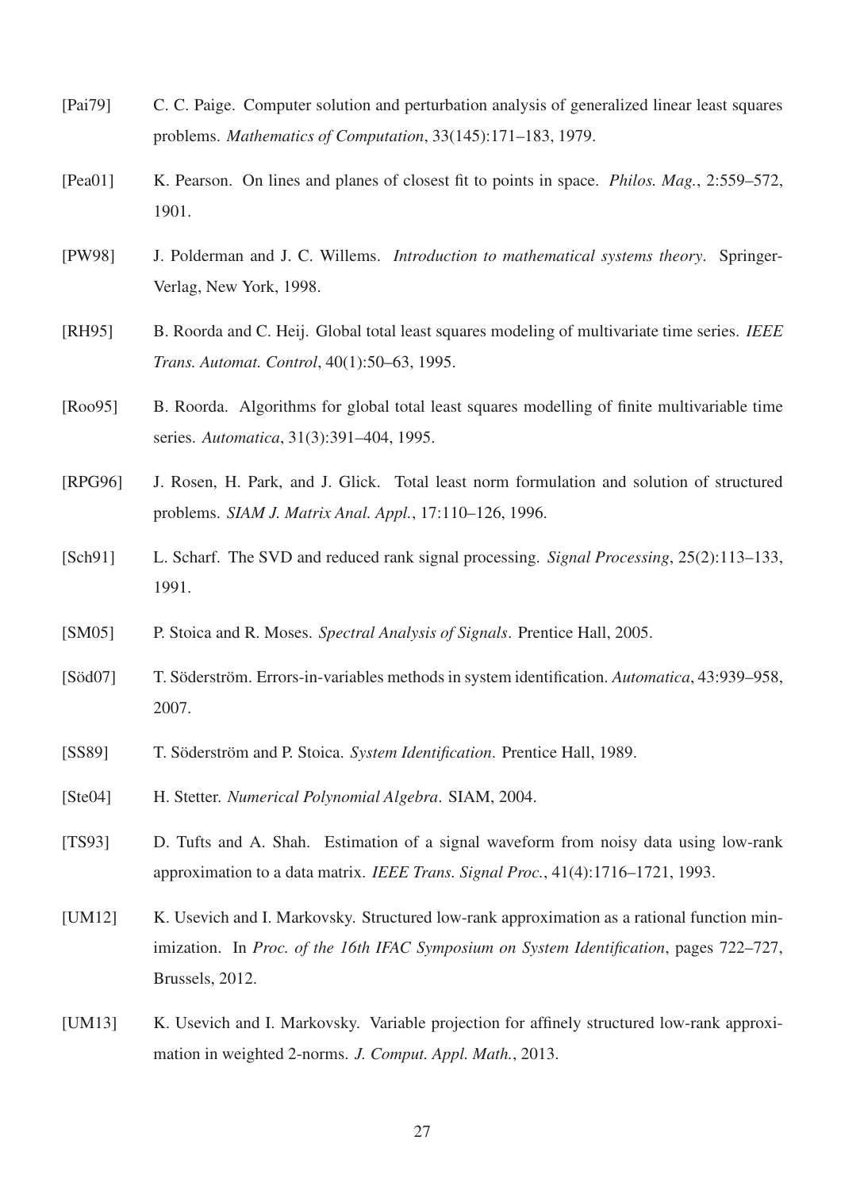[Pai79] C. C. Paige. Computer solution and perturbation analysis of generalized linear least squares problems. *Mathematics of Computation*, 33(145):171–183, 1979.

[Pea01] K. Pearson. On lines and planes of closest fit to points in space. *Philos. Mag.*, 2:559–572, 1901.

[PW98] J. Polderman and J. C. Willems. *Introduction to mathematical systems theory*. Springer-Verlag, New York, 1998.

[RH95] B. Roorda and C. Heij. Global total least squares modeling of multivariate time series. *IEEE Trans. Automat. Control*, 40(1):50–63, 1995.

[Roo95] B. Roorda. Algorithms for global total least squares modelling of finite multivariable time series. *Automatica*, 31(3):391–404, 1995.

[RPG96] J. Rosen, H. Park, and J. Glick. Total least norm formulation and solution of structured problems. *SIAM J. Matrix Anal. Appl.*, 17:110–126, 1996.

[Sch91] L. Scharf. The SVD and reduced rank signal processing. *Signal Processing*, 25(2):113–133, 1991.

[SM05] P. Stoica and R. Moses. *Spectral Analysis of Signals*. Prentice Hall, 2005.

[Söd07] T. Söderström. Errors-in-variables methods in system identification. *Automatica*, 43:939–958, 2007.

[SS89] T. Söderström and P. Stoica. *System Identification*. Prentice Hall, 1989.

[Ste04] H. Stetter. *Numerical Polynomial Algebra*. SIAM, 2004.

[TS93] D. Tufts and A. Shah. Estimation of a signal waveform from noisy data using low-rank approximation to a data matrix. *IEEE Trans. Signal Proc.*, 41(4):1716–1721, 1993.

[UM12] K. Usevich and I. Markovsky. Structured low-rank approximation as a rational function minimization. In *Proc. of the 16th IFAC Symposium on System Identification*, pages 722–727, Brussels, 2012.

[UM13] K. Usevich and I. Markovsky. Variable projection for affinely structured low-rank approximation in weighted 2-norms. *J. Comput. Appl. Math.*, 2013.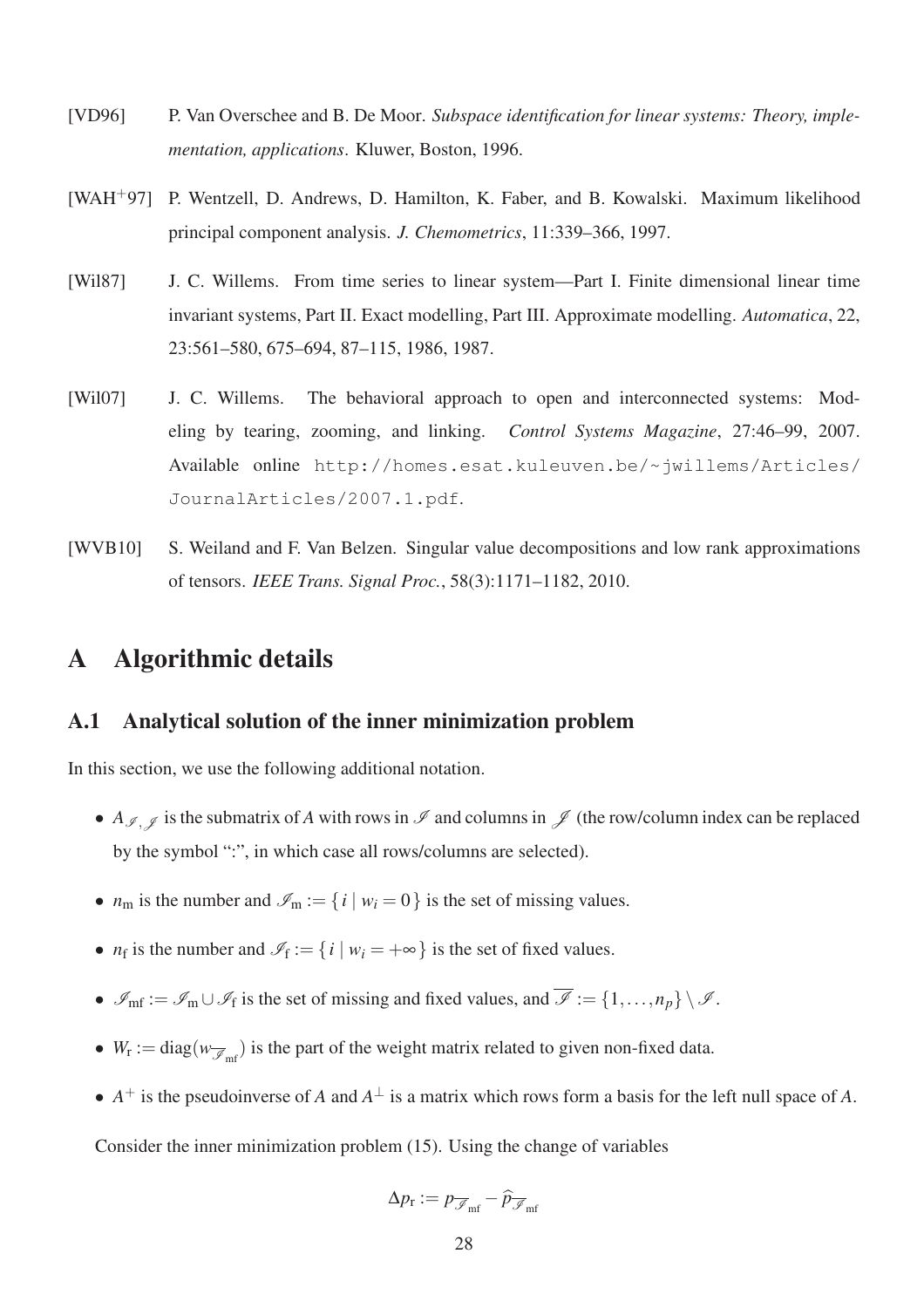[VD96] P. Van Overschee and B. De Moor. *Subspace identification for linear systems: Theory, implementation, applications*. Kluwer, Boston, 1996.

[WAH+97] P. Wentzell, D. Andrews, D. Hamilton, K. Faber, and B. Kowalski. Maximum likelihood principal component analysis. *J. Chemometrics*, 11:339–366, 1997.

[Wil87] J. C. Willems. From time series to linear system—Part I. Finite dimensional linear time invariant systems, Part II. Exact modelling, Part III. Approximate modelling. *Automatica*, 22, 23:561–580, 675–694, 87–115, 1986, 1987.

[Wil07] J. C. Willems. The behavioral approach to open and interconnected systems: Modeling by tearing, zooming, and linking. *Control Systems Magazine*, 27:46–99, 2007. Available online `http://homes.esat.kuleuven.be/~jwillems/Articles/JournalArticles/2007.1.pdf`.

[WVB10] S. Weiland and F. Van Belzen. Singular value decompositions and low rank approximations of tensors. *IEEE Trans. Signal Proc.*, 58(3):1171–1182, 2010.

# A Algorithmic details

## A.1 Analytical solution of the inner minimization problem

In this section, we use the following additional notation.

- $A_{\mathscr{I},\mathscr{J}}$ is the submatrix of $A$ with rows in $\mathscr{I}$ and columns in $\mathscr{J}$ (the row/column index can be replaced by the symbol ":", in which case all rows/columns are selected).
- $n_{\mathrm{m}}$ is the number and $\mathscr{I}_{\mathrm{m}} := \{\, i \mid w_i = 0 \,\}$ is the set of missing values.
- $n_{\mathrm{f}}$ is the number and $\mathscr{I}_{\mathrm{f}} := \{\, i \mid w_i = +\infty \,\}$ is the set of fixed values.
- $\mathscr{I}_{\mathrm{mf}} := \mathscr{I}_{\mathrm{m}} \cup \mathscr{I}_{\mathrm{f}}$ is the set of missing and fixed values, and $\overline{\mathscr{I}} := \{1,\dots,n_p\} \setminus \mathscr{I}$.
- $W_{\mathrm{r}} := \operatorname{diag}(w_{\overline{\mathscr{I}}_{\mathrm{mf}}})$ is the part of the weight matrix related to given non-fixed data.
- $A^{+}$ is the pseudoinverse of $A$ and $A^{\perp}$ is a matrix which rows form a basis for the left null space of $A$.

Consider the inner minimization problem (15). Using the change of variables

$$\Delta p_{\mathrm{r}} := p_{\overline{\mathscr{I}}_{\mathrm{mf}}} - \widehat{p}_{\overline{\mathscr{I}}_{\mathrm{mf}}}$$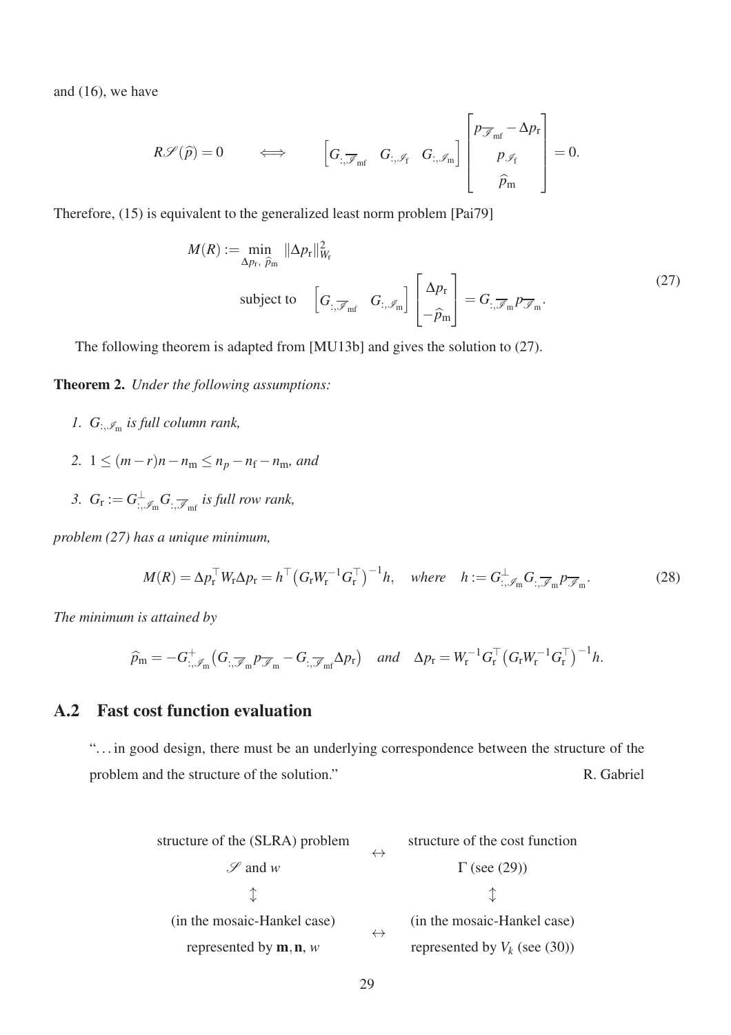and (16), we have

$$R\mathscr{S}(\widehat{p}) = 0 \qquad \iff \qquad \begin{bmatrix} G_{:,\overline{\mathscr{I}}_{\rm mf}} & G_{:,\mathscr{I}_{\rm f}} & G_{:,\mathscr{I}_{\rm m}} \end{bmatrix} \begin{bmatrix} p_{\overline{\mathscr{I}}_{\rm mf}} - \Delta p_{\rm r} \\ p_{\mathscr{I}_{\rm f}} \\ \widehat{p}_{\rm m} \end{bmatrix} = 0.$$

Therefore, (15) is equivalent to the generalized least norm problem [Pai79]

$$\begin{aligned} M(R) := \min_{\Delta p_{\rm r},\ \widehat{p}_{\rm m}} \ & \|\Delta p_{\rm r}\|_{W_{\rm r}}^2 \\ \text{subject to} \quad & \begin{bmatrix} G_{:,\overline{\mathscr{I}}_{\rm mf}} & G_{:,\mathscr{I}_{\rm m}} \end{bmatrix} \begin{bmatrix} \Delta p_{\rm r} \\ -\widehat{p}_{\rm m} \end{bmatrix} = G_{:,\overline{\mathscr{I}}_{\rm m}} p_{\overline{\mathscr{I}}_{\rm m}}. \end{aligned} \tag{27}$$

The following theorem is adapted from [MU13b] and gives the solution to (27).

**Theorem 2.** *Under the following assumptions:*

1. $G_{:,\mathscr{I}_{\rm m}}$ *is full column rank,*
2. $1 \leq (m-r)n - n_{\rm m} \leq n_p - n_{\rm f} - n_{\rm m}$*, and*
3. $G_{\rm r} := G^{\perp}_{:,\mathscr{I}_{\rm m}} G_{:,\overline{\mathscr{I}}_{\rm mf}}$ *is full row rank,*

*problem (27) has a unique minimum,*

$$M(R) = \Delta p_{\rm r}^{\top} W_{\rm r} \Delta p_{\rm r} = h^{\top} \big( G_{\rm r} W_{\rm r}^{-1} G_{\rm r}^{\top} \big)^{-1} h, \quad \textit{where} \quad h := G^{\perp}_{:,\mathscr{I}_{\rm m}} G_{:,\overline{\mathscr{I}}_{\rm m}} p_{\overline{\mathscr{I}}_{\rm m}}. \tag{28}$$

*The minimum is attained by*

$$\widehat{p}_{\rm m} = -G^{+}_{:,\mathscr{I}_{\rm m}} \big( G_{:,\overline{\mathscr{I}}_{\rm m}} p_{\overline{\mathscr{I}}_{\rm m}} - G_{:,\overline{\mathscr{I}}_{\rm mf}} \Delta p_{\rm r} \big) \quad \textit{and} \quad \Delta p_{\rm r} = W_{\rm r}^{-1} G_{\rm r}^{\top} \big( G_{\rm r} W_{\rm r}^{-1} G_{\rm r}^{\top} \big)^{-1} h.$$

## A.2 Fast cost function evaluation

"... in good design, there must be an underlying correspondence between the structure of the problem and the structure of the solution." R. Gabriel

| structure of the (SLRA) problem | $\leftrightarrow$ | structure of the cost function |
|---|---|---|
| $\mathscr{S}$ and $w$ | | $\Gamma$ (see (29)) |
| $\updownarrow$ | | $\updownarrow$ |
| (in the mosaic-Hankel case) | $\leftrightarrow$ | (in the mosaic-Hankel case) |
| represented by $\mathbf{m}, \mathbf{n}$, $w$ | | represented by $V_k$ (see (30)) |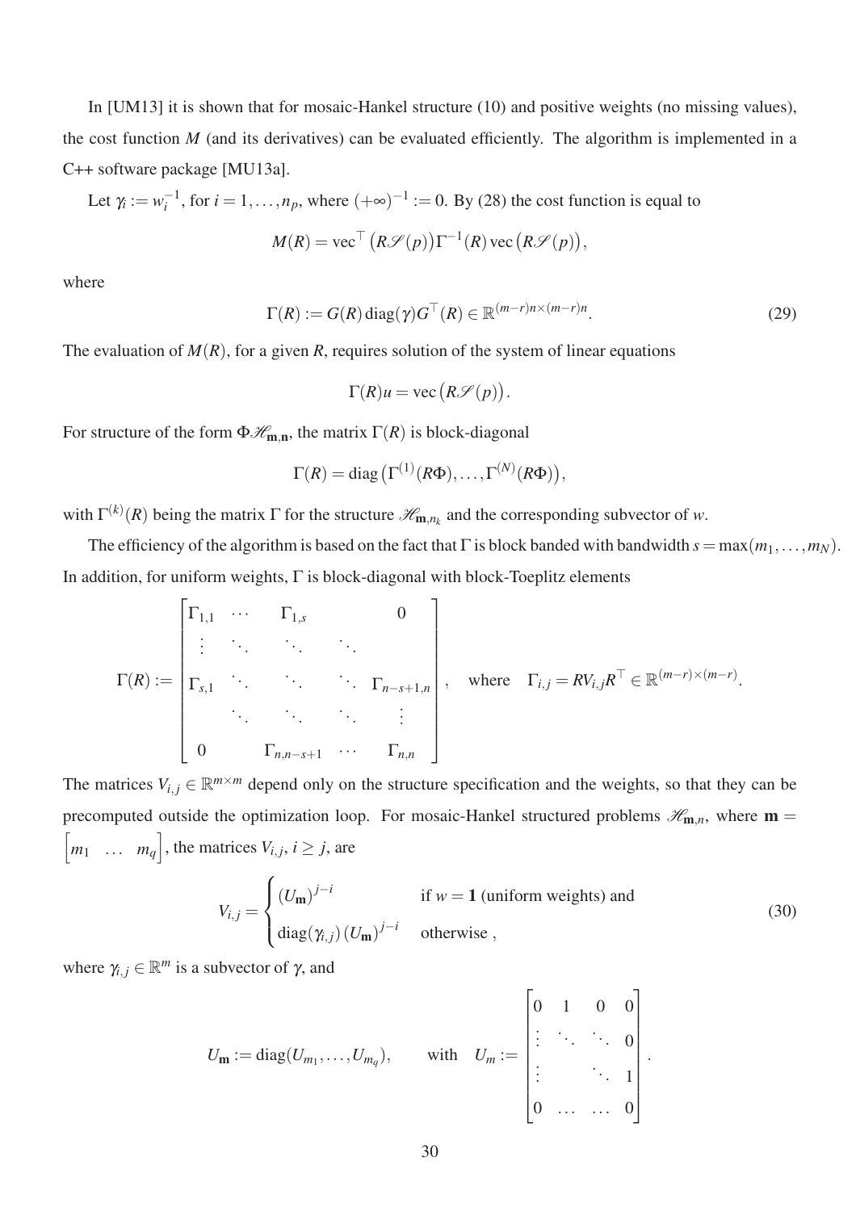In [UM13] it is shown that for mosaic-Hankel structure (10) and positive weights (no missing values), the cost function $M$ (and its derivatives) can be evaluated efficiently. The algorithm is implemented in a C++ software package [MU13a].

Let $\gamma_i := w_i^{-1}$, for $i = 1, \ldots, n_p$, where $(+\infty)^{-1} := 0$. By (28) the cost function is equal to

$$M(R) = \operatorname{vec}^\top \big(R\mathscr{S}(p)\big)\Gamma^{-1}(R) \operatorname{vec}\big(R\mathscr{S}(p)\big),$$

where

$$\Gamma(R) := G(R) \operatorname{diag}(\gamma) G^\top(R) \in \mathbb{R}^{(m-r)n \times (m-r)n}. \tag{29}$$

The evaluation of $M(R)$, for a given $R$, requires solution of the system of linear equations

$$\Gamma(R) u = \operatorname{vec}\big(R\mathscr{S}(p)\big).$$

For structure of the form $\Phi\mathscr{H}_{\mathbf{m},\mathbf{n}}$, the matrix $\Gamma(R)$ is block-diagonal

$$\Gamma(R) = \operatorname{diag}\big(\Gamma^{(1)}(R\Phi), \ldots, \Gamma^{(N)}(R\Phi)\big),$$

with $\Gamma^{(k)}(R)$ being the matrix $\Gamma$ for the structure $\mathscr{H}_{\mathbf{m},n_k}$ and the corresponding subvector of $w$.

The efficiency of the algorithm is based on the fact that $\Gamma$ is block banded with bandwidth $s = \max(m_1, \ldots, m_N)$. In addition, for uniform weights, $\Gamma$ is block-diagonal with block-Toeplitz elements

$$\Gamma(R) := \begin{bmatrix} \Gamma_{1,1} & \cdots & \Gamma_{1,s} & & 0 \\ \vdots & \ddots & \ddots & \ddots & \\ \Gamma_{s,1} & \ddots & \ddots & \ddots & \Gamma_{n-s+1,n} \\ & \ddots & \ddots & \ddots & \vdots \\ 0 & & \Gamma_{n,n-s+1} & \cdots & \Gamma_{n,n} \end{bmatrix}, \quad \text{where} \quad \Gamma_{i,j} = RV_{i,j}R^\top \in \mathbb{R}^{(m-r)\times(m-r)}.$$

The matrices $V_{i,j} \in \mathbb{R}^{m\times m}$ depend only on the structure specification and the weights, so that they can be precomputed outside the optimization loop. For mosaic-Hankel structured problems $\mathscr{H}_{\mathbf{m},n}$, where $\mathbf{m} = \begin{bmatrix} m_1 & \ldots & m_q \end{bmatrix}$, the matrices $V_{i,j}$, $i \geq j$, are

$$V_{i,j} = \begin{cases} (U_{\mathbf{m}})^{j-i} & \text{if } w = \mathbf{1} \text{ (uniform weights) and} \\ \operatorname{diag}(\gamma_{i,j})\,(U_{\mathbf{m}})^{j-i} & \text{otherwise}, \end{cases} \tag{30}$$

where $\gamma_{i,j} \in \mathbb{R}^m$ is a subvector of $\gamma$, and

$$U_{\mathbf{m}} := \operatorname{diag}(U_{m_1}, \ldots, U_{m_q}), \qquad \text{with} \quad U_m := \begin{bmatrix} 0 & 1 & 0 & 0 \\ \vdots & \ddots & \ddots & 0 \\ \vdots & & \ddots & 1 \\ 0 & \ldots & \ldots & 0 \end{bmatrix}.$$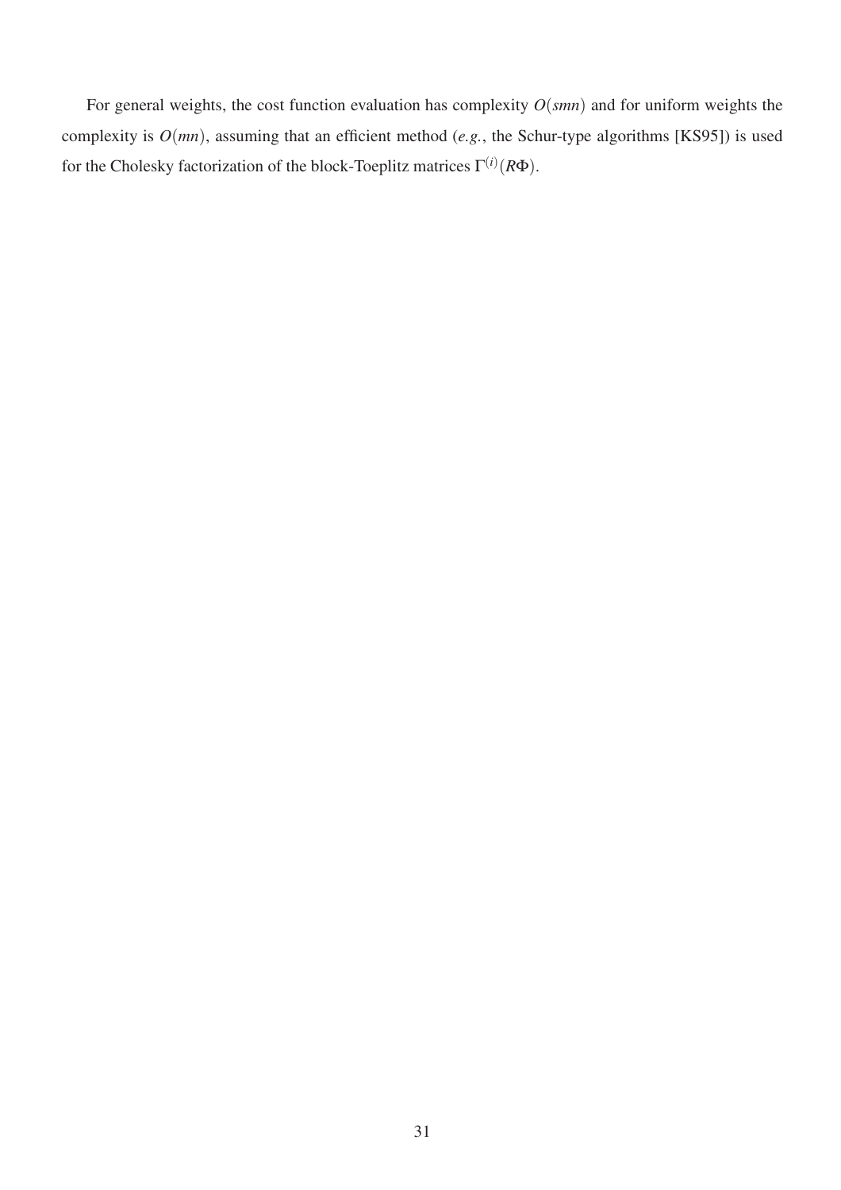For general weights, the cost function evaluation has complexity $O(smn)$ and for uniform weights the complexity is $O(mn)$, assuming that an efficient method (*e.g.*, the Schur-type algorithms [KS95]) is used for the Cholesky factorization of the block-Toeplitz matrices $\Gamma^{(i)}(R\Phi)$.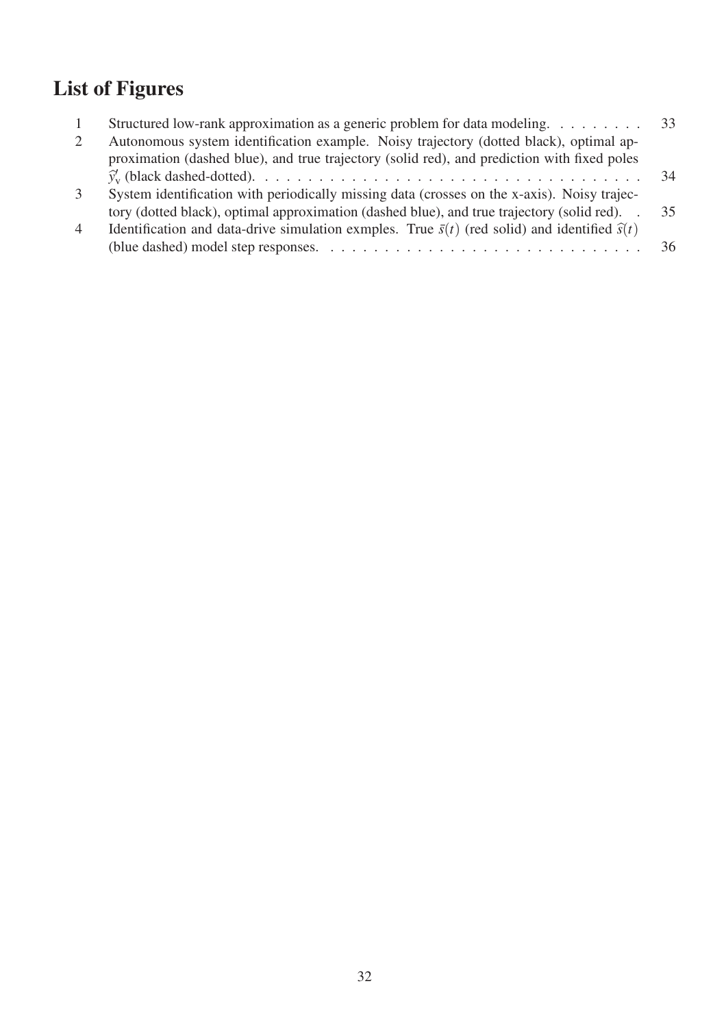# List of Figures

| | | |
|---|---|---|
| 1 | Structured low-rank approximation as a generic problem for data modeling. | 33 |
| 2 | Autonomous system identification example. Noisy trajectory (dotted black), optimal approximation (dashed blue), and true trajectory (solid red), and prediction with fixed poles $\widehat{y}'_{\rm v}$ (black dashed-dotted). | 34 |
| 3 | System identification with periodically missing data (crosses on the x-axis). Noisy trajectory (dotted black), optimal approximation (dashed blue), and true trajectory (solid red). | 35 |
| 4 | Identification and data-drive simulation exmples. True $\bar{s}(t)$ (red solid) and identified $\widehat{s}(t)$ (blue dashed) model step responses. | 36 |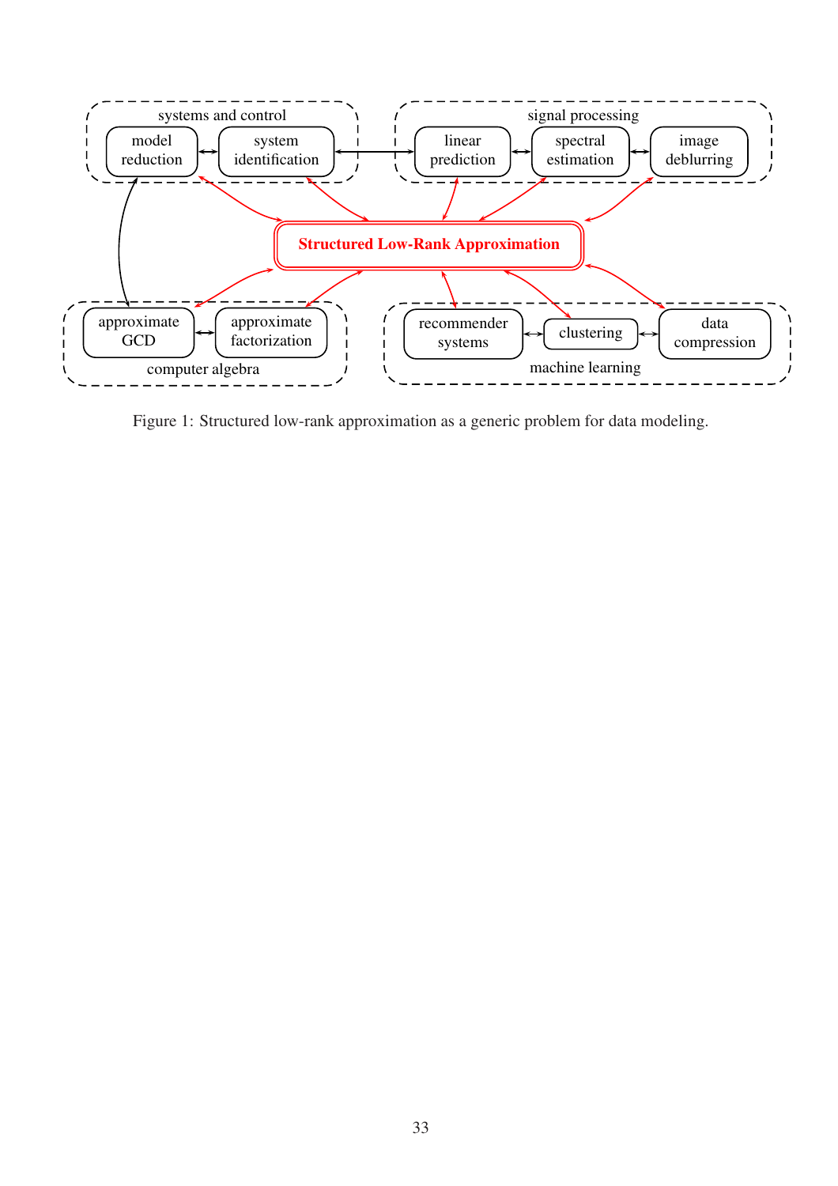Figure 1: Structured low-rank approximation as a generic problem for data modeling.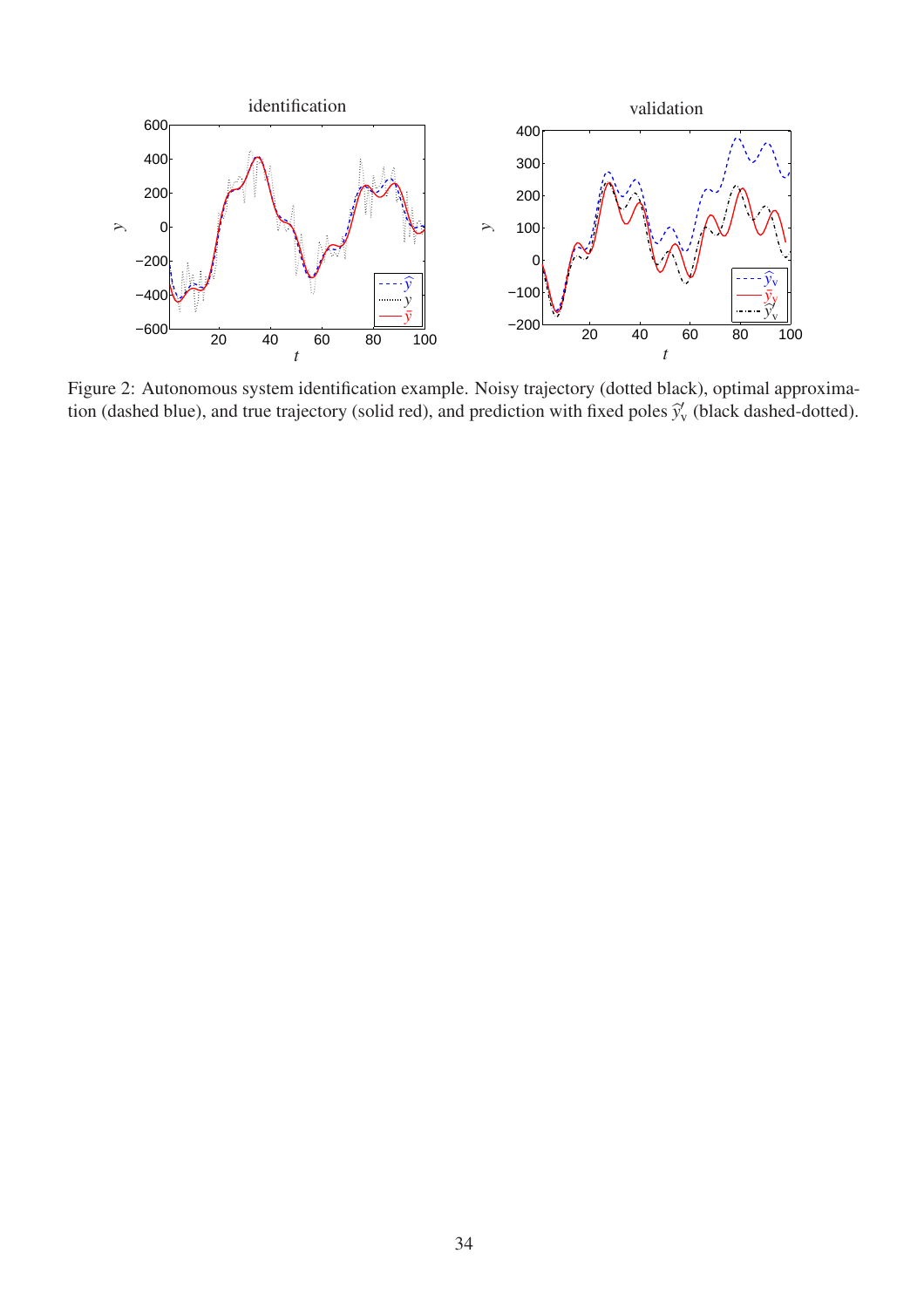Figure 2: Autonomous system identification example. Noisy trajectory (dotted black), optimal approximation (dashed blue), and true trajectory (solid red), and prediction with fixed poles $\widehat{y}'_{\mathrm{v}}$ (black dashed-dotted).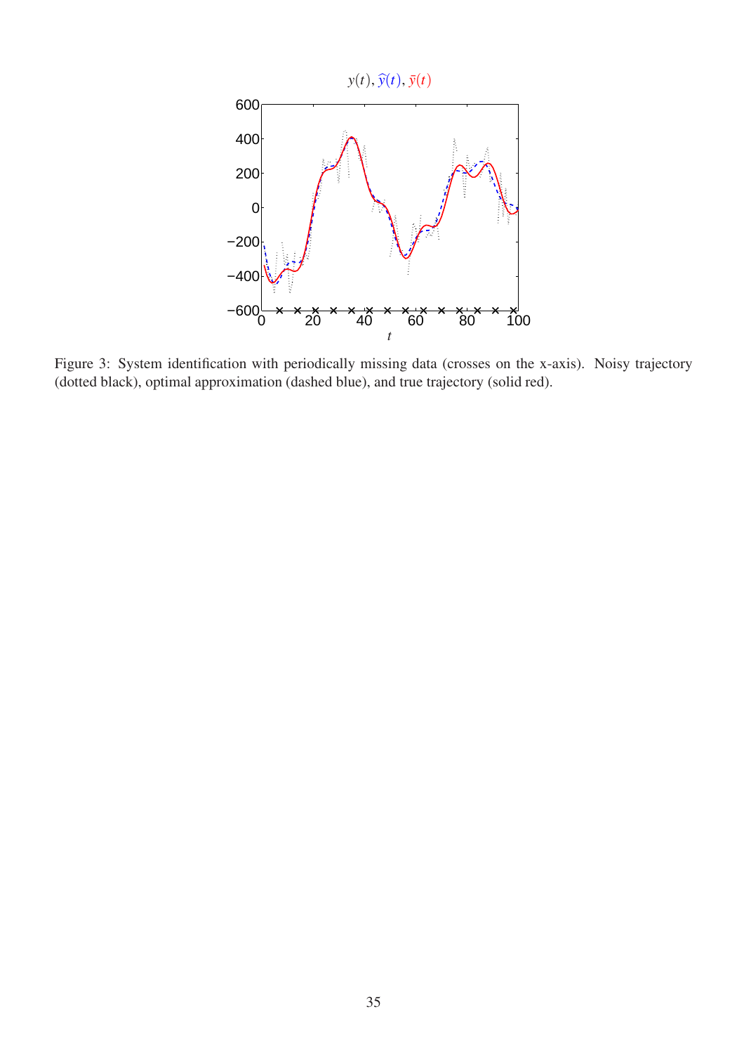Figure 3: System identification with periodically missing data (crosses on the x-axis). Noisy trajectory (dotted black), optimal approximation (dashed blue), and true trajectory (solid red).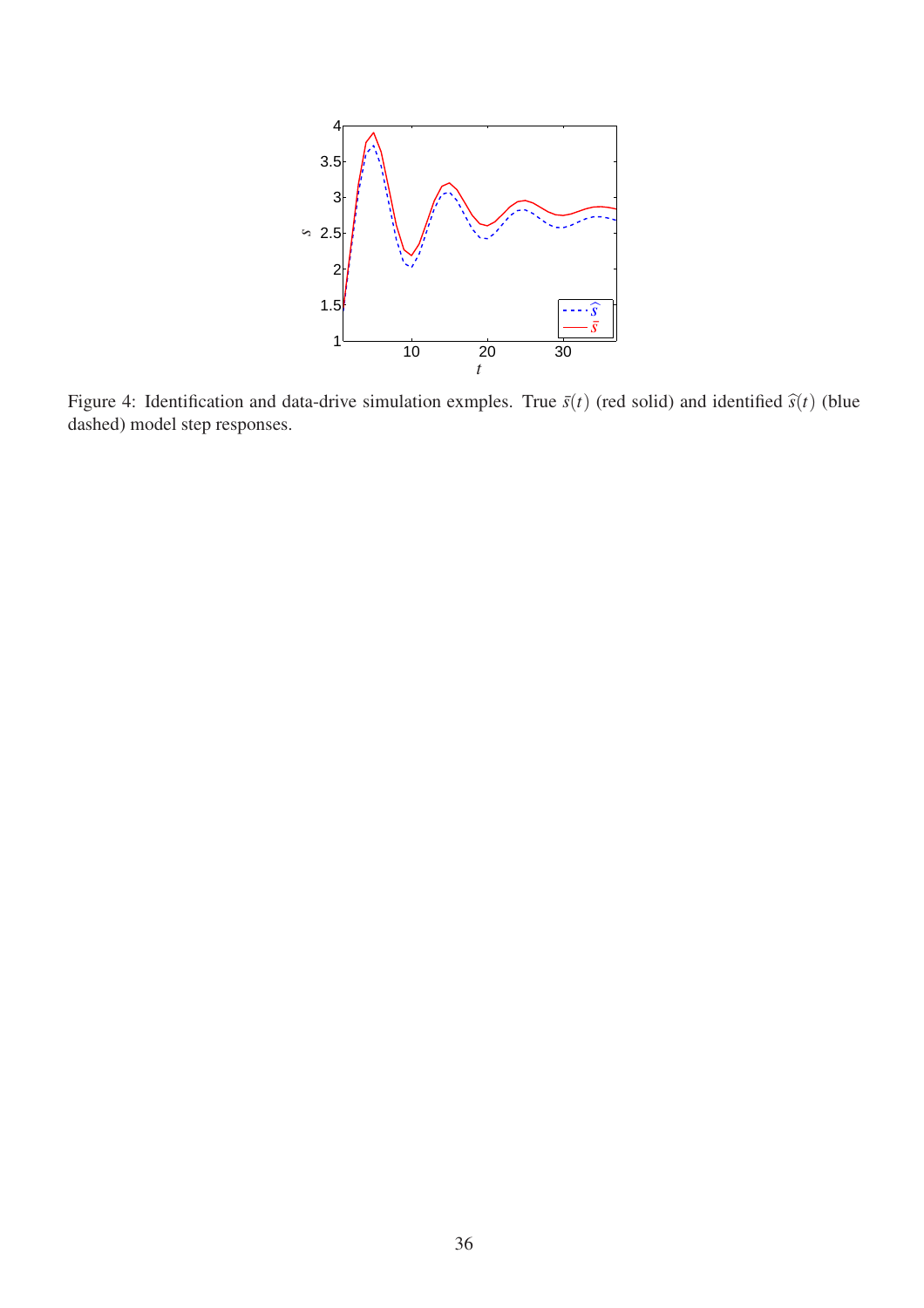Figure 4: Identification and data-drive simulation exmples. True $\bar{s}(t)$ (red solid) and identified $\widehat{s}(t)$ (blue dashed) model step responses.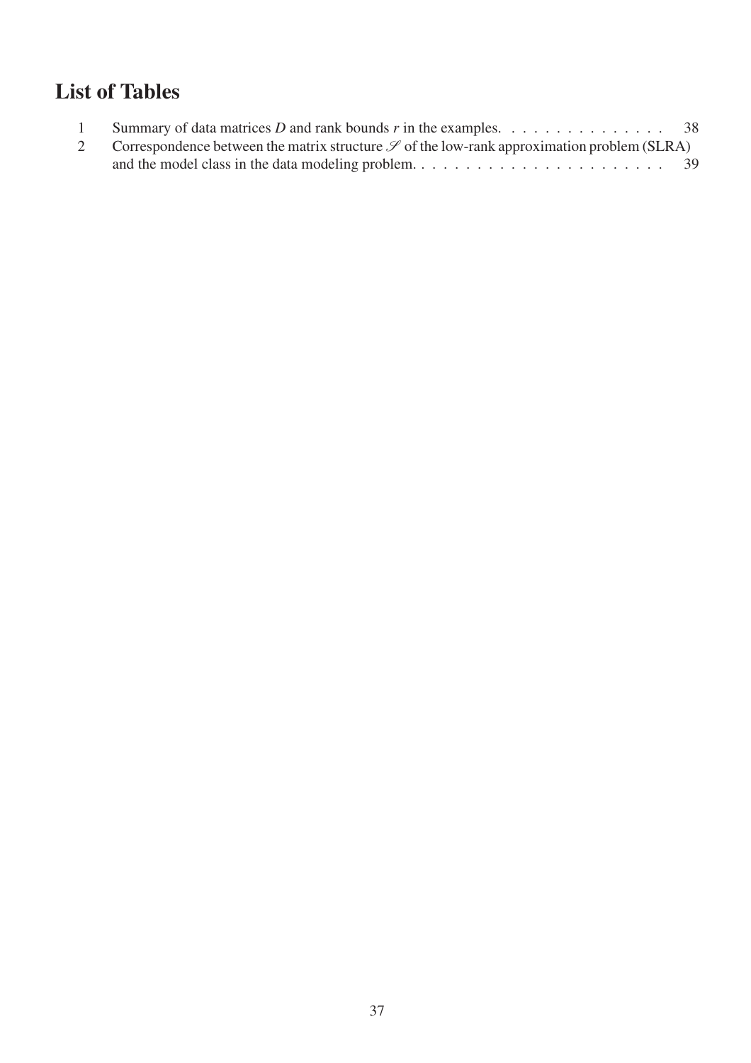# List of Tables

1. Summary of data matrices $D$ and rank bounds $r$ in the examples. . . . . . . . . . . . . . . 38
2. Correspondence between the matrix structure $\mathscr{S}$ of the low-rank approximation problem (SLRA) and the model class in the data modeling problem. . . . . . . . . . . . . . . . . . . . . . . . 39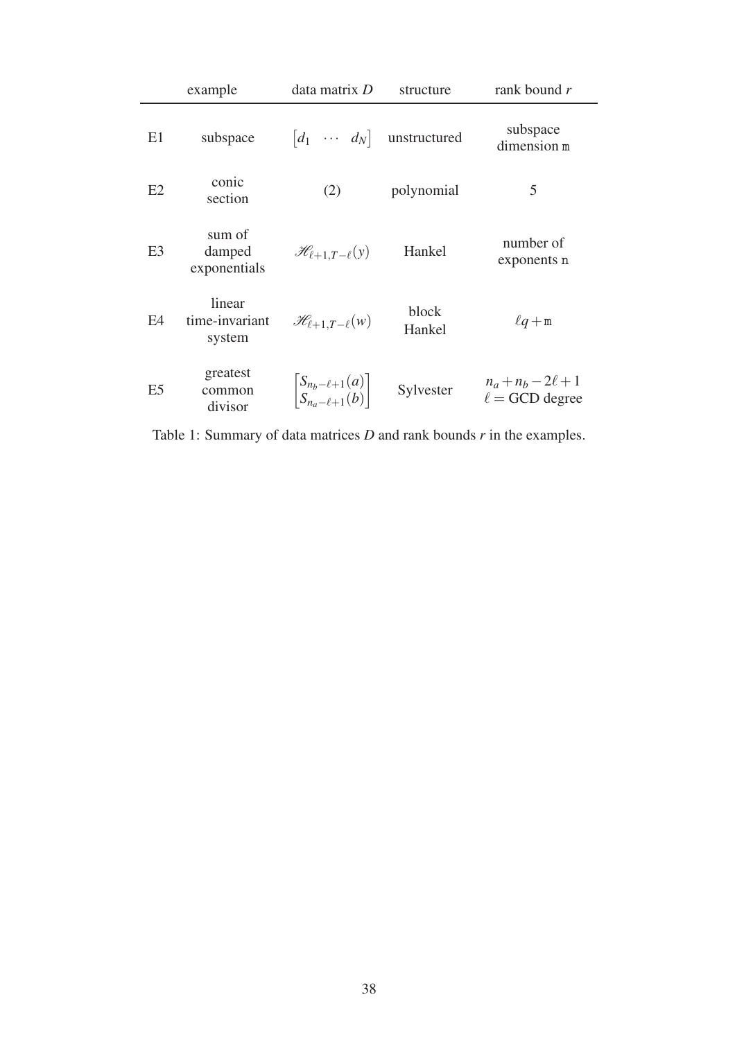| | example | data matrix $D$ | structure | rank bound $r$ |
|---|---|---|---|---|
| E1 | subspace | $\begin{bmatrix} d_1 & \cdots & d_N \end{bmatrix}$ | unstructured | subspace dimension $\mathtt{m}$ |
| E2 | conic section | (2) | polynomial | 5 |
| E3 | sum of damped exponentials | $\mathscr{H}_{\ell+1,T-\ell}(y)$ | Hankel | number of exponents $\mathtt{n}$ |
| E4 | linear time-invariant system | $\mathscr{H}_{\ell+1,T-\ell}(w)$ | block Hankel | $\ell q + \mathtt{m}$ |
| E5 | greatest common divisor | $\begin{bmatrix} S_{n_b-\ell+1}(a) \\ S_{n_a-\ell+1}(b) \end{bmatrix}$ | Sylvester | $n_a + n_b - 2\ell + 1$, $\ell =$ GCD degree |

Table 1: Summary of data matrices $D$ and rank bounds $r$ in the examples.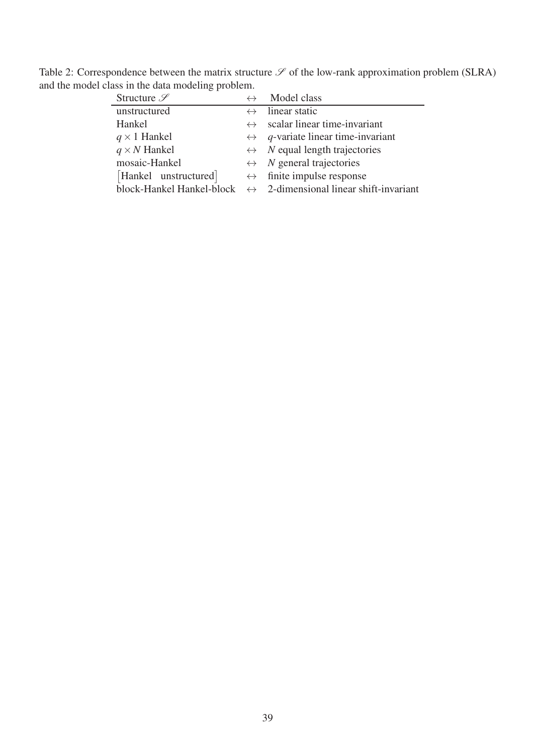Table 2: Correspondence between the matrix structure $\mathscr{S}$ of the low-rank approximation problem (SLRA) and the model class in the data modeling problem.

| Structure $\mathscr{S}$ | $\leftrightarrow$ | Model class |
|---|---|---|
| unstructured | $\leftrightarrow$ | linear static |
| Hankel | $\leftrightarrow$ | scalar linear time-invariant |
| $q \times 1$ Hankel | $\leftrightarrow$ | $q$-variate linear time-invariant |
| $q \times N$ Hankel | $\leftrightarrow$ | $N$ equal length trajectories |
| mosaic-Hankel | $\leftrightarrow$ | $N$ general trajectories |
| $\begin{bmatrix}\text{Hankel} & \text{unstructured}\end{bmatrix}$ | $\leftrightarrow$ | finite impulse response |
| block-Hankel Hankel-block | $\leftrightarrow$ | 2-dimensional linear shift-invariant |